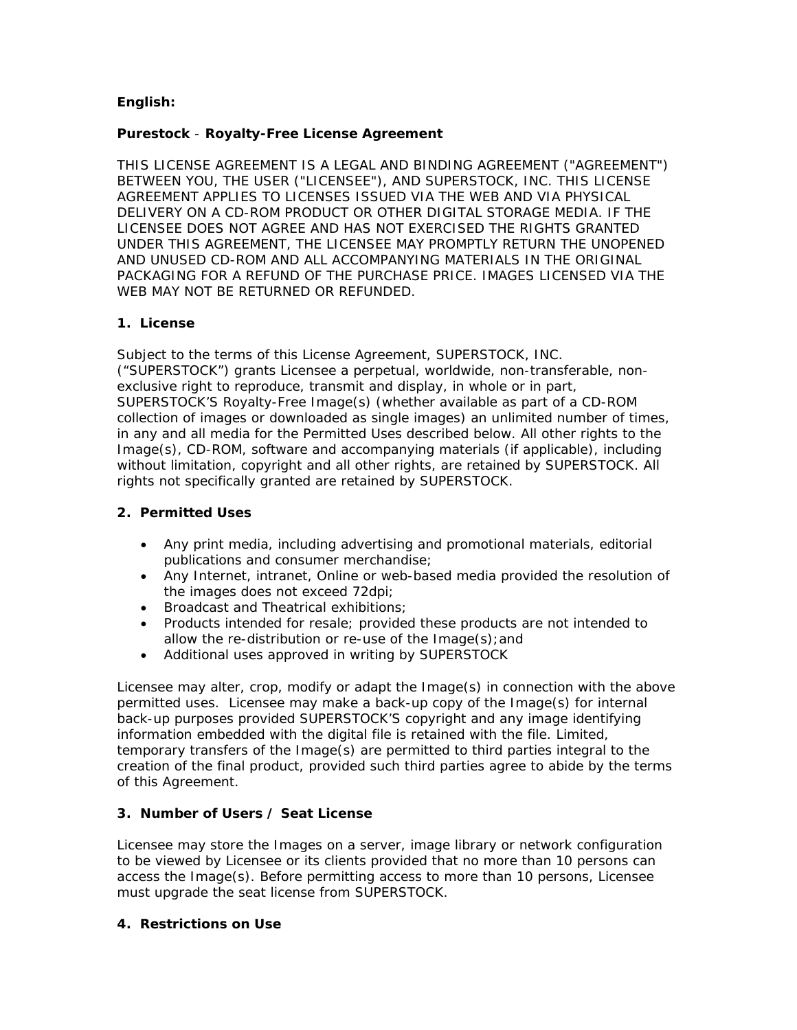**English:**

**Purestock** - **Royalty-Free License Agreement**

THIS LICENSE AGREEMENT IS A LEGAL AND BINDING AGREEMENT ("AGREEMENT") BETWEEN YOU, THE USER ("LICENSEE"), AND SUPERSTOCK, INC. THIS LICENSE AGREEMENT APPLIES TO LICENSES ISSUED VIA THE WEB AND VIA PHYSICAL DELIVERY ON A CD-ROM PRODUCT OR OTHER DIGITAL STORAGE MEDIA. IF THE LICENSEE DOES NOT AGREE AND HAS NOT EXERCISED THE RIGHTS GRANTED UNDER THIS AGREEMENT, THE LICENSEE MAY PROMPTLY RETURN THE UNOPENED AND UNUSED CD-ROM AND ALL ACCOMPANYING MATERIALS IN THE ORIGINAL PACKAGING FOR A REFUND OF THE PURCHASE PRICE. IMAGES LICENSED VIA THE WEB MAY NOT BE RETURNED OR REFUNDED.

## 1. License

Subject to the terms of this License Agreement, SUPERSTOCK, INC. (“SUPERSTOCK”) grants Licensee a perpetual, worldwide, non-transferable, non-exclusive right to reproduce, transmit and display, in whole or in part, SUPERSTOCK’S Royalty-Free Image(s) (whether available as part of a CD-ROM collection of images or downloaded as single images) an unlimited number of times, in any and all media for the Permitted Uses described below. All other rights to the Image(s), CD-ROM, software and accompanying materials (if applicable), including without limitation, copyright and all other rights, are retained by SUPERSTOCK. All rights not specifically granted are retained by SUPERSTOCK.

## 2. Permitted Uses

- Any print media, including advertising and promotional materials, editorial publications and consumer merchandise;
- Any Internet, intranet, Online or web-based media provided the resolution of the images does not exceed 72dpi;
- Broadcast and Theatrical exhibitions;
- Products intended for resale; provided these products are not intended to allow the re-distribution or re-use of the Image(s);and
- Additional uses approved in writing by SUPERSTOCK

Licensee may alter, crop, modify or adapt the Image(s) in connection with the above permitted uses. Licensee may make a back-up copy of the Image(s) for internal back-up purposes provided SUPERSTOCK’S copyright and any image identifying information embedded with the digital file is retained with the file. Limited, temporary transfers of the Image(s) are permitted to third parties integral to the creation of the final product, provided such third parties agree to abide by the terms of this Agreement.

## 3. Number of Users / Seat License

Licensee may store the Images on a server, image library or network configuration to be viewed by Licensee or its clients provided that no more than 10 persons can access the Image(s). Before permitting access to more than 10 persons, Licensee must upgrade the seat license from SUPERSTOCK.

## 4. Restrictions on Use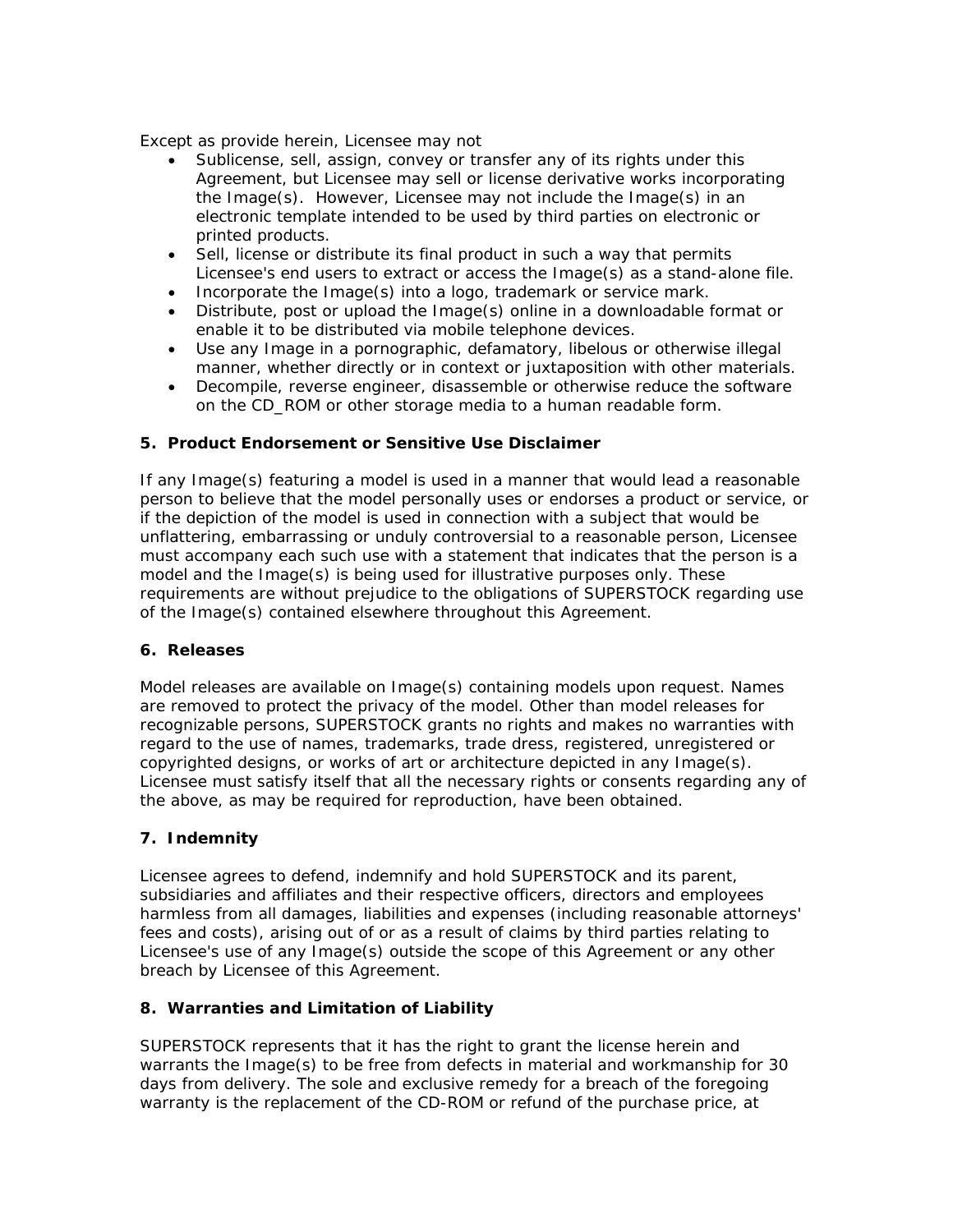Except as provide herein, Licensee may not

- Sublicense, sell, assign, convey or transfer any of its rights under this Agreement, but Licensee may sell or license derivative works incorporating the Image(s). However, Licensee may not include the Image(s) in an electronic template intended to be used by third parties on electronic or printed products.
- Sell, license or distribute its final product in such a way that permits Licensee's end users to extract or access the Image(s) as a stand-alone file.
- Incorporate the Image(s) into a logo, trademark or service mark.
- Distribute, post or upload the Image(s) online in a downloadable format or enable it to be distributed via mobile telephone devices.
- Use any Image in a pornographic, defamatory, libelous or otherwise illegal manner, whether directly or in context or juxtaposition with other materials.
- Decompile, reverse engineer, disassemble or otherwise reduce the software on the CD_ROM or other storage media to a human readable form.

**5. Product Endorsement or Sensitive Use Disclaimer**

If any Image(s) featuring a model is used in a manner that would lead a reasonable person to believe that the model personally uses or endorses a product or service, or if the depiction of the model is used in connection with a subject that would be unflattering, embarrassing or unduly controversial to a reasonable person, Licensee must accompany each such use with a statement that indicates that the person is a model and the Image(s) is being used for illustrative purposes only. These requirements are without prejudice to the obligations of SUPERSTOCK regarding use of the Image(s) contained elsewhere throughout this Agreement.

**6. Releases**

Model releases are available on Image(s) containing models upon request. Names are removed to protect the privacy of the model. Other than model releases for recognizable persons, SUPERSTOCK grants no rights and makes no warranties with regard to the use of names, trademarks, trade dress, registered, unregistered or copyrighted designs, or works of art or architecture depicted in any Image(s). Licensee must satisfy itself that all the necessary rights or consents regarding any of the above, as may be required for reproduction, have been obtained.

**7. Indemnity**

Licensee agrees to defend, indemnify and hold SUPERSTOCK and its parent, subsidiaries and affiliates and their respective officers, directors and employees harmless from all damages, liabilities and expenses (including reasonable attorneys' fees and costs), arising out of or as a result of claims by third parties relating to Licensee's use of any Image(s) outside the scope of this Agreement or any other breach by Licensee of this Agreement.

**8. Warranties and Limitation of Liability**

SUPERSTOCK represents that it has the right to grant the license herein and warrants the Image(s) to be free from defects in material and workmanship for 30 days from delivery. The sole and exclusive remedy for a breach of the foregoing warranty is the replacement of the CD-ROM or refund of the purchase price, at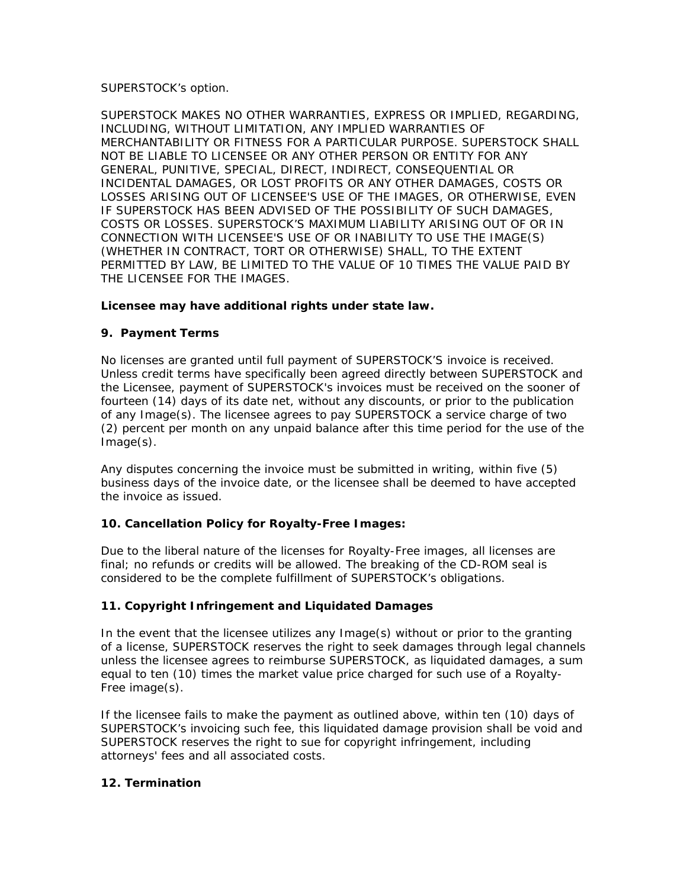SUPERSTOCK's option.

SUPERSTOCK MAKES NO OTHER WARRANTIES, EXPRESS OR IMPLIED, REGARDING, INCLUDING, WITHOUT LIMITATION, ANY IMPLIED WARRANTIES OF MERCHANTABILITY OR FITNESS FOR A PARTICULAR PURPOSE. SUPERSTOCK SHALL NOT BE LIABLE TO LICENSEE OR ANY OTHER PERSON OR ENTITY FOR ANY GENERAL, PUNITIVE, SPECIAL, DIRECT, INDIRECT, CONSEQUENTIAL OR INCIDENTAL DAMAGES, OR LOST PROFITS OR ANY OTHER DAMAGES, COSTS OR LOSSES ARISING OUT OF LICENSEE'S USE OF THE IMAGES, OR OTHERWISE, EVEN IF SUPERSTOCK HAS BEEN ADVISED OF THE POSSIBILITY OF SUCH DAMAGES, COSTS OR LOSSES. SUPERSTOCK'S MAXIMUM LIABILITY ARISING OUT OF OR IN CONNECTION WITH LICENSEE'S USE OF OR INABILITY TO USE THE IMAGE(S) (WHETHER IN CONTRACT, TORT OR OTHERWISE) SHALL, TO THE EXTENT PERMITTED BY LAW, BE LIMITED TO THE VALUE OF 10 TIMES THE VALUE PAID BY THE LICENSEE FOR THE IMAGES.

**Licensee may have additional rights under state law.**

**9. Payment Terms**

No licenses are granted until full payment of SUPERSTOCK'S invoice is received. Unless credit terms have specifically been agreed directly between SUPERSTOCK and the Licensee, payment of SUPERSTOCK's invoices must be received on the sooner of fourteen (14) days of its date net, without any discounts, or prior to the publication of any Image(s). The licensee agrees to pay SUPERSTOCK a service charge of two (2) percent per month on any unpaid balance after this time period for the use of the Image(s).

Any disputes concerning the invoice must be submitted in writing, within five (5) business days of the invoice date, or the licensee shall be deemed to have accepted the invoice as issued.

**10. Cancellation Policy for Royalty-Free Images:**

Due to the liberal nature of the licenses for Royalty-Free images, all licenses are final; no refunds or credits will be allowed. The breaking of the CD-ROM seal is considered to be the complete fulfillment of SUPERSTOCK's obligations.

**11. Copyright Infringement and Liquidated Damages**

In the event that the licensee utilizes any Image(s) without or prior to the granting of a license, SUPERSTOCK reserves the right to seek damages through legal channels unless the licensee agrees to reimburse SUPERSTOCK, as liquidated damages, a sum equal to ten (10) times the market value price charged for such use of a Royalty-Free image(s).

If the licensee fails to make the payment as outlined above, within ten (10) days of SUPERSTOCK's invoicing such fee, this liquidated damage provision shall be void and SUPERSTOCK reserves the right to sue for copyright infringement, including attorneys' fees and all associated costs.

**12. Termination**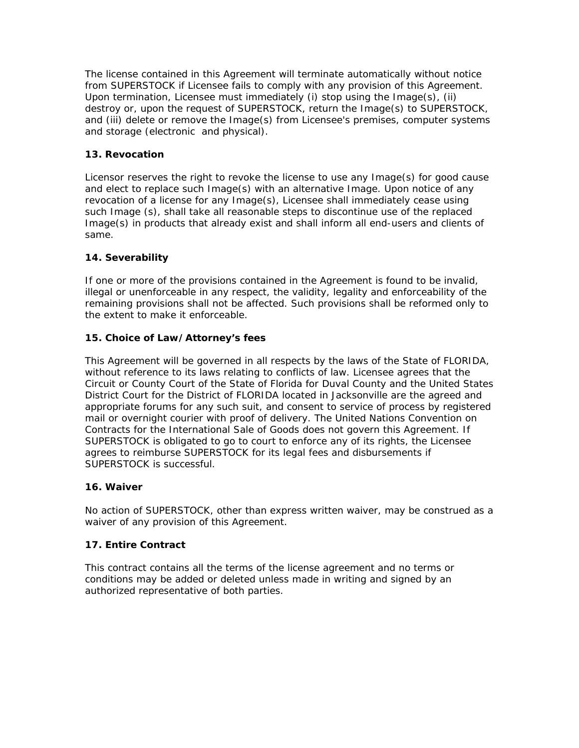The license contained in this Agreement will terminate automatically without notice from SUPERSTOCK if Licensee fails to comply with any provision of this Agreement. Upon termination, Licensee must immediately (i) stop using the Image(s), (ii) destroy or, upon the request of SUPERSTOCK, return the Image(s) to SUPERSTOCK, and (iii) delete or remove the Image(s) from Licensee's premises, computer systems and storage (electronic and physical).

**13. Revocation**

Licensor reserves the right to revoke the license to use any Image(s) for good cause and elect to replace such Image(s) with an alternative Image. Upon notice of any revocation of a license for any Image(s), Licensee shall immediately cease using such Image (s), shall take all reasonable steps to discontinue use of the replaced Image(s) in products that already exist and shall inform all end-users and clients of same.

**14. Severability**

If one or more of the provisions contained in the Agreement is found to be invalid, illegal or unenforceable in any respect, the validity, legality and enforceability of the remaining provisions shall not be affected. Such provisions shall be reformed only to the extent to make it enforceable.

**15. Choice of Law/Attorney's fees**

This Agreement will be governed in all respects by the laws of the State of FLORIDA, without reference to its laws relating to conflicts of law. Licensee agrees that the Circuit or County Court of the State of Florida for Duval County and the United States District Court for the District of FLORIDA located in Jacksonville are the agreed and appropriate forums for any such suit, and consent to service of process by registered mail or overnight courier with proof of delivery. The United Nations Convention on Contracts for the International Sale of Goods does not govern this Agreement. If SUPERSTOCK is obligated to go to court to enforce any of its rights, the Licensee agrees to reimburse SUPERSTOCK for its legal fees and disbursements if SUPERSTOCK is successful.

**16. Waiver**

No action of SUPERSTOCK, other than express written waiver, may be construed as a waiver of any provision of this Agreement.

**17. Entire Contract**

This contract contains all the terms of the license agreement and no terms or conditions may be added or deleted unless made in writing and signed by an authorized representative of both parties.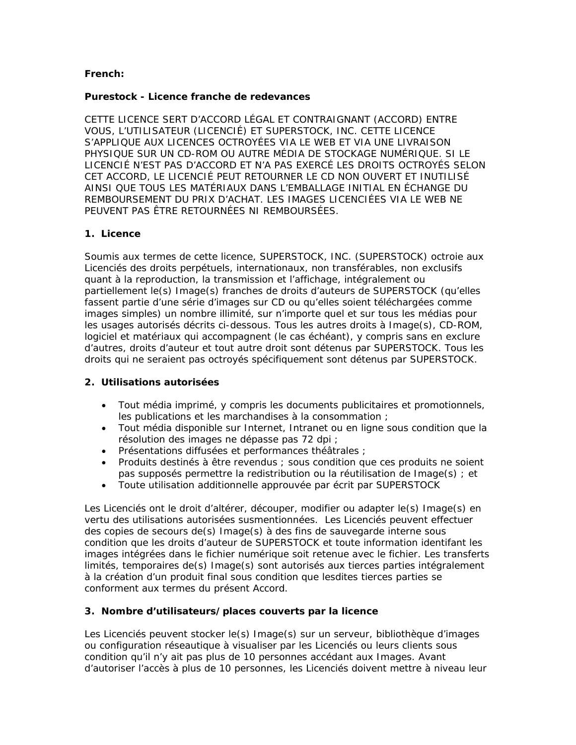**French:**

**Purestock - Licence franche de redevances**

CETTE LICENCE SERT D'ACCORD LÉGAL ET CONTRAIGNANT (ACCORD) ENTRE VOUS, L'UTILISATEUR (LICENCIÉ) ET SUPERSTOCK, INC. CETTE LICENCE S'APPLIQUE AUX LICENCES OCTROYÉES VIA LE WEB ET VIA UNE LIVRAISON PHYSIQUE SUR UN CD-ROM OU AUTRE MÉDIA DE STOCKAGE NUMÉRIQUE. SI LE LICENCIÉ N'EST PAS D'ACCORD ET N'A PAS EXERCÉ LES DROITS OCTROYÉS SELON CET ACCORD, LE LICENCIÉ PEUT RETOURNER LE CD NON OUVERT ET INUTILISÉ AINSI QUE TOUS LES MATÉRIAUX DANS L'EMBALLAGE INITIAL EN ÉCHANGE DU REMBOURSEMENT DU PRIX D'ACHAT. LES IMAGES LICENCIÉES VIA LE WEB NE PEUVENT PAS ÊTRE RETOURNÉES NI REMBOURSÉES.

**1. Licence**

Soumis aux termes de cette licence, SUPERSTOCK, INC. (SUPERSTOCK) octroie aux Licenciés des droits perpétuels, internationaux, non transférables, non exclusifs quant à la reproduction, la transmission et l'affichage, intégralement ou partiellement le(s) Image(s) franches de droits d'auteurs de SUPERSTOCK (qu'elles fassent partie d'une série d'images sur CD ou qu'elles soient téléchargées comme images simples) un nombre illimité, sur n'importe quel et sur tous les médias pour les usages autorisés décrits ci-dessous. Tous les autres droits à Image(s), CD-ROM, logiciel et matériaux qui accompagnent (le cas échéant), y compris sans en exclure d'autres, droits d'auteur et tout autre droit sont détenus par SUPERSTOCK. Tous les droits qui ne seraient pas octroyés spécifiquement sont détenus par SUPERSTOCK.

**2. Utilisations autorisées**

- Tout média imprimé, y compris les documents publicitaires et promotionnels, les publications et les marchandises à la consommation ;
- Tout média disponible sur Internet, Intranet ou en ligne sous condition que la résolution des images ne dépasse pas 72 dpi ;
- Présentations diffusées et performances théâtrales ;
- Produits destinés à être revendus ; sous condition que ces produits ne soient pas supposés permettre la redistribution ou la réutilisation de Image(s) ; et
- Toute utilisation additionnelle approuvée par écrit par SUPERSTOCK

Les Licenciés ont le droit d'altérer, découper, modifier ou adapter le(s) Image(s) en vertu des utilisations autorisées susmentionnées. Les Licenciés peuvent effectuer des copies de secours de(s) Image(s) à des fins de sauvegarde interne sous condition que les droits d'auteur de SUPERSTOCK et toute information identifant les images intégrées dans le fichier numérique soit retenue avec le fichier. Les transferts limités, temporaires de(s) Image(s) sont autorisés aux tierces parties intégralement à la création d'un produit final sous condition que lesdites tierces parties se conforment aux termes du présent Accord.

**3. Nombre d'utilisateurs/places couverts par la licence**

Les Licenciés peuvent stocker le(s) Image(s) sur un serveur, bibliothèque d'images ou configuration réseautique à visualiser par les Licenciés ou leurs clients sous condition qu'il n'y ait pas plus de 10 personnes accédant aux Images. Avant d'autoriser l'accès à plus de 10 personnes, les Licenciés doivent mettre à niveau leur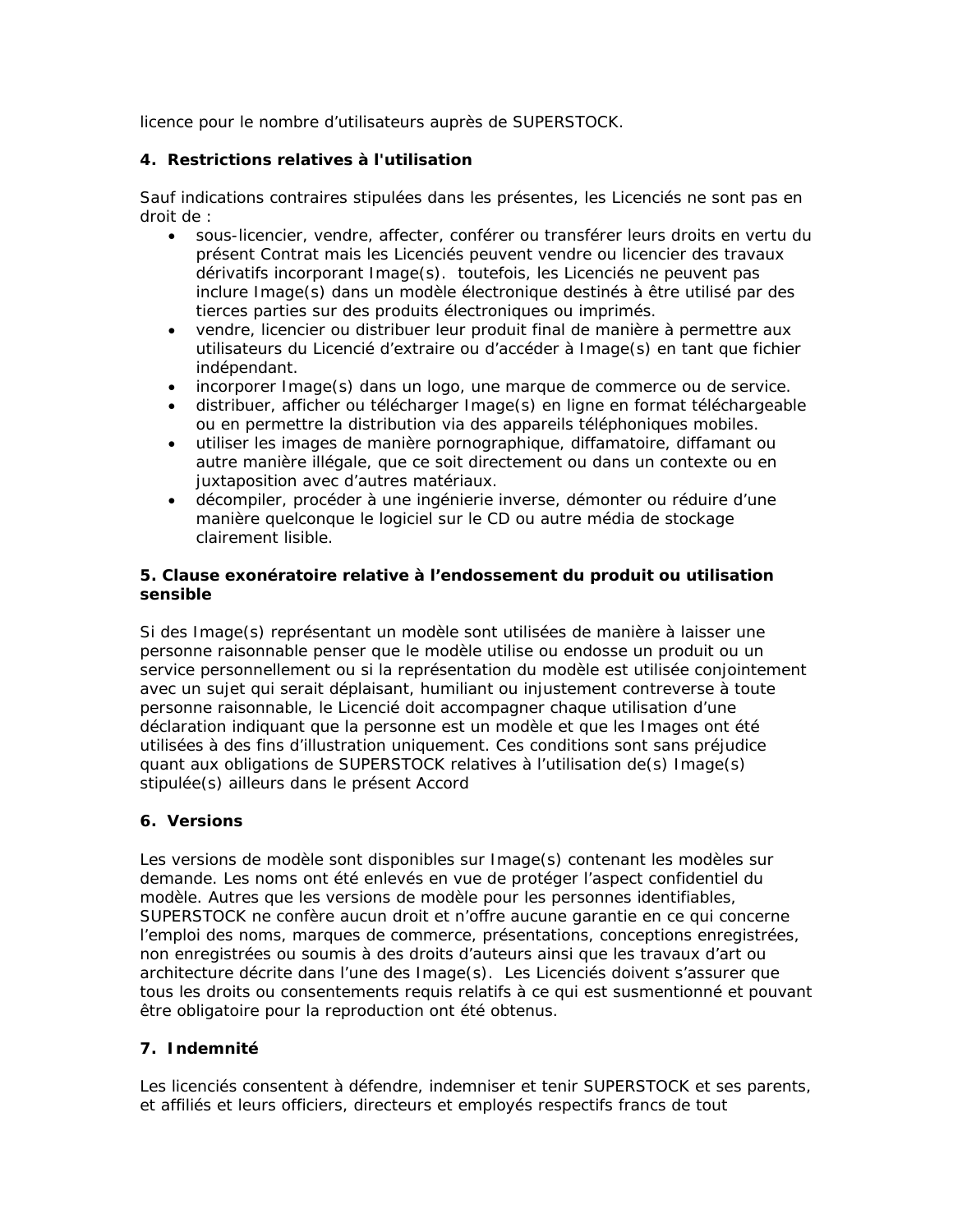licence pour le nombre d'utilisateurs auprès de SUPERSTOCK.

**4. Restrictions relatives à l'utilisation**

Sauf indications contraires stipulées dans les présentes, les Licenciés ne sont pas en droit de :

- sous-licencier, vendre, affecter, conférer ou transférer leurs droits en vertu du présent Contrat mais les Licenciés peuvent vendre ou licencier des travaux dérivatifs incorporant Image(s). toutefois, les Licenciés ne peuvent pas inclure Image(s) dans un modèle électronique destinés à être utilisé par des tierces parties sur des produits électroniques ou imprimés.
- vendre, licencier ou distribuer leur produit final de manière à permettre aux utilisateurs du Licencié d'extraire ou d'accéder à Image(s) en tant que fichier indépendant.
- incorporer Image(s) dans un logo, une marque de commerce ou de service.
- distribuer, afficher ou télécharger Image(s) en ligne en format téléchargeable ou en permettre la distribution via des appareils téléphoniques mobiles.
- utiliser les images de manière pornographique, diffamatoire, diffamant ou autre manière illégale, que ce soit directement ou dans un contexte ou en juxtaposition avec d'autres matériaux.
- décompiler, procéder à une ingénierie inverse, démonter ou réduire d'une manière quelconque le logiciel sur le CD ou autre média de stockage clairement lisible.

**5. Clause exonératoire relative à l'endossement du produit ou utilisation sensible**

Si des Image(s) représentant un modèle sont utilisées de manière à laisser une personne raisonnable penser que le modèle utilise ou endosse un produit ou un service personnellement ou si la représentation du modèle est utilisée conjointement avec un sujet qui serait déplaisant, humiliant ou injustement contreverse à toute personne raisonnable, le Licencié doit accompagner chaque utilisation d'une déclaration indiquant que la personne est un modèle et que les Images ont été utilisées à des fins d'illustration uniquement. Ces conditions sont sans préjudice quant aux obligations de SUPERSTOCK relatives à l'utilisation de(s) Image(s) stipulée(s) ailleurs dans le présent Accord

**6. Versions**

Les versions de modèle sont disponibles sur Image(s) contenant les modèles sur demande. Les noms ont été enlevés en vue de protéger l'aspect confidentiel du modèle. Autres que les versions de modèle pour les personnes identifiables, SUPERSTOCK ne confère aucun droit et n'offre aucune garantie en ce qui concerne l'emploi des noms, marques de commerce, présentations, conceptions enregistrées, non enregistrées ou soumis à des droits d'auteurs ainsi que les travaux d'art ou architecture décrite dans l'une des Image(s). Les Licenciés doivent s'assurer que tous les droits ou consentements requis relatifs à ce qui est susmentionné et pouvant être obligatoire pour la reproduction ont été obtenus.

**7. Indemnité**

Les licenciés consentent à défendre, indemniser et tenir SUPERSTOCK et ses parents, et affiliés et leurs officiers, directeurs et employés respectifs francs de tout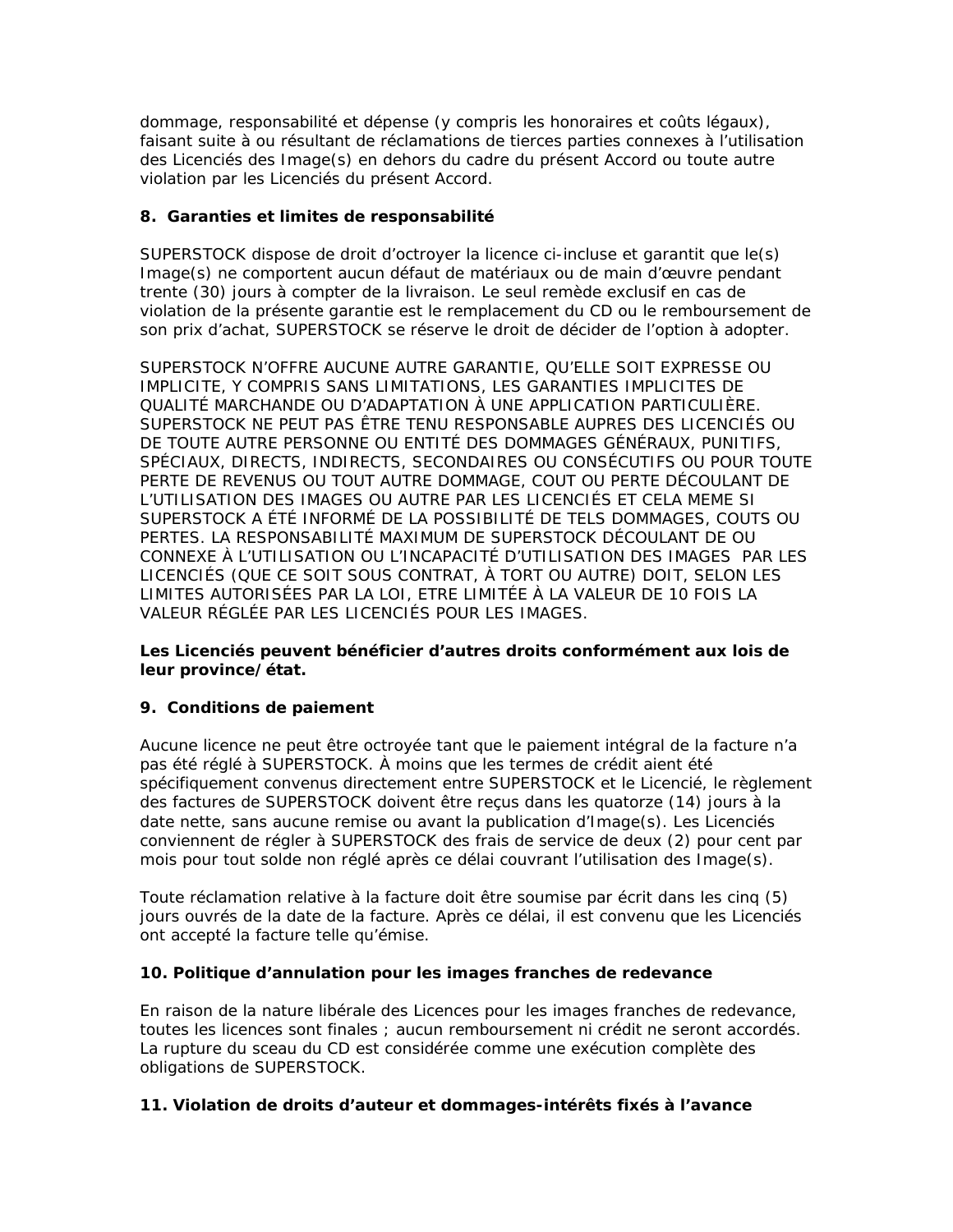dommage, responsabilité et dépense (y compris les honoraires et coûts légaux), faisant suite à ou résultant de réclamations de tierces parties connexes à l'utilisation des Licenciés des Image(s) en dehors du cadre du présent Accord ou toute autre violation par les Licenciés du présent Accord.

**8. Garanties et limites de responsabilité**

SUPERSTOCK dispose de droit d'octroyer la licence ci-incluse et garantit que le(s) Image(s) ne comportent aucun défaut de matériaux ou de main d'œuvre pendant trente (30) jours à compter de la livraison. Le seul remède exclusif en cas de violation de la présente garantie est le remplacement du CD ou le remboursement de son prix d'achat, SUPERSTOCK se réserve le droit de décider de l'option à adopter.

SUPERSTOCK N'OFFRE AUCUNE AUTRE GARANTIE, QU'ELLE SOIT EXPRESSE OU IMPLICITE, Y COMPRIS SANS LIMITATIONS, LES GARANTIES IMPLICITES DE QUALITÉ MARCHANDE OU D'ADAPTATION À UNE APPLICATION PARTICULIÈRE. SUPERSTOCK NE PEUT PAS ÊTRE TENU RESPONSABLE AUPRES DES LICENCIÉS OU DE TOUTE AUTRE PERSONNE OU ENTITÉ DES DOMMAGES GÉNÉRAUX, PUNITIFS, SPÉCIAUX, DIRECTS, INDIRECTS, SECONDAIRES OU CONSÉCUTIFS OU POUR TOUTE PERTE DE REVENUS OU TOUT AUTRE DOMMAGE, COUT OU PERTE DÉCOULANT DE L'UTILISATION DES IMAGES OU AUTRE PAR LES LICENCIÉS ET CELA MEME SI SUPERSTOCK A ÉTÉ INFORMÉ DE LA POSSIBILITÉ DE TELS DOMMAGES, COUTS OU PERTES. LA RESPONSABILITÉ MAXIMUM DE SUPERSTOCK DÉCOULANT DE OU CONNEXE À L'UTILISATION OU L'INCAPACITÉ D'UTILISATION DES IMAGES PAR LES LICENCIÉS (QUE CE SOIT SOUS CONTRAT, À TORT OU AUTRE) DOIT, SELON LES LIMITES AUTORISÉES PAR LA LOI, ETRE LIMITÉE À LA VALEUR DE 10 FOIS LA VALEUR RÉGLÉE PAR LES LICENCIÉS POUR LES IMAGES.

**Les Licenciés peuvent bénéficier d'autres droits conformément aux lois de leur province/état.**

**9. Conditions de paiement**

Aucune licence ne peut être octroyée tant que le paiement intégral de la facture n'a pas été réglé à SUPERSTOCK. À moins que les termes de crédit aient été spécifiquement convenus directement entre SUPERSTOCK et le Licencié, le règlement des factures de SUPERSTOCK doivent être reçus dans les quatorze (14) jours à la date nette, sans aucune remise ou avant la publication d'Image(s). Les Licenciés conviennent de régler à SUPERSTOCK des frais de service de deux (2) pour cent par mois pour tout solde non réglé après ce délai couvrant l'utilisation des Image(s).

Toute réclamation relative à la facture doit être soumise par écrit dans les cinq (5) jours ouvrés de la date de la facture. Après ce délai, il est convenu que les Licenciés ont accepté la facture telle qu'émise.

**10. Politique d'annulation pour les images franches de redevance**

En raison de la nature libérale des Licences pour les images franches de redevance, toutes les licences sont finales ; aucun remboursement ni crédit ne seront accordés. La rupture du sceau du CD est considérée comme une exécution complète des obligations de SUPERSTOCK.

**11. Violation de droits d'auteur et dommages-intérêts fixés à l'avance**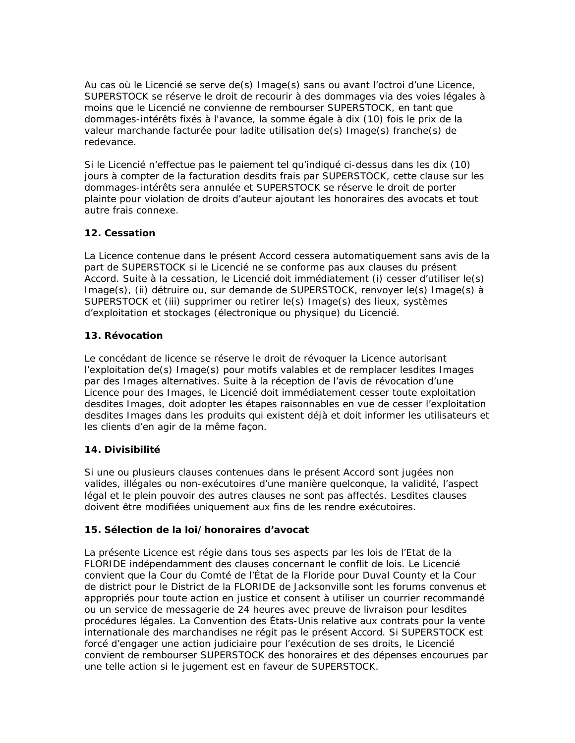Au cas où le Licencié se serve de(s) Image(s) sans ou avant l'octroi d'une Licence, SUPERSTOCK se réserve le droit de recourir à des dommages via des voies légales à moins que le Licencié ne convienne de rembourser SUPERSTOCK, en tant que dommages-intérêts fixés à l'avance, la somme égale à dix (10) fois le prix de la valeur marchande facturée pour ladite utilisation de(s) Image(s) franche(s) de redevance.

Si le Licencié n'effectue pas le paiement tel qu'indiqué ci-dessus dans les dix (10) jours à compter de la facturation desdits frais par SUPERSTOCK, cette clause sur les dommages-intérêts sera annulée et SUPERSTOCK se réserve le droit de porter plainte pour violation de droits d'auteur ajoutant les honoraires des avocats et tout autre frais connexe.

**12. Cessation**

La Licence contenue dans le présent Accord cessera automatiquement sans avis de la part de SUPERSTOCK si le Licencié ne se conforme pas aux clauses du présent Accord. Suite à la cessation, le Licencié doit immédiatement (i) cesser d'utiliser le(s) Image(s), (ii) détruire ou, sur demande de SUPERSTOCK, renvoyer le(s) Image(s) à SUPERSTOCK et (iii) supprimer ou retirer le(s) Image(s) des lieux, systèmes d'exploitation et stockages (électronique ou physique) du Licencié.

**13. Révocation**

Le concédant de licence se réserve le droit de révoquer la Licence autorisant l'exploitation de(s) Image(s) pour motifs valables et de remplacer lesdites Images par des Images alternatives. Suite à la réception de l'avis de révocation d'une Licence pour des Images, le Licencié doit immédiatement cesser toute exploitation desdites Images, doit adopter les étapes raisonnables en vue de cesser l'exploitation desdites Images dans les produits qui existent déjà et doit informer les utilisateurs et les clients d'en agir de la même façon.

**14. Divisibilité**

Si une ou plusieurs clauses contenues dans le présent Accord sont jugées non valides, illégales ou non-exécutoires d'une manière quelconque, la validité, l'aspect légal et le plein pouvoir des autres clauses ne sont pas affectés. Lesdites clauses doivent être modifiées uniquement aux fins de les rendre exécutoires.

**15. Sélection de la loi/honoraires d'avocat**

La présente Licence est régie dans tous ses aspects par les lois de l'Etat de la FLORIDE indépendamment des clauses concernant le conflit de lois. Le Licencié convient que la Cour du Comté de l'État de la Floride pour Duval County et la Cour de district pour le District de la FLORIDE de Jacksonville sont les forums convenus et appropriés pour toute action en justice et consent à utiliser un courrier recommandé ou un service de messagerie de 24 heures avec preuve de livraison pour lesdites procédures légales. La Convention des États-Unis relative aux contrats pour la vente internationale des marchandises ne régit pas le présent Accord. Si SUPERSTOCK est forcé d'engager une action judiciaire pour l'exécution de ses droits, le Licencié convient de rembourser SUPERSTOCK des honoraires et des dépenses encourues par une telle action si le jugement est en faveur de SUPERSTOCK.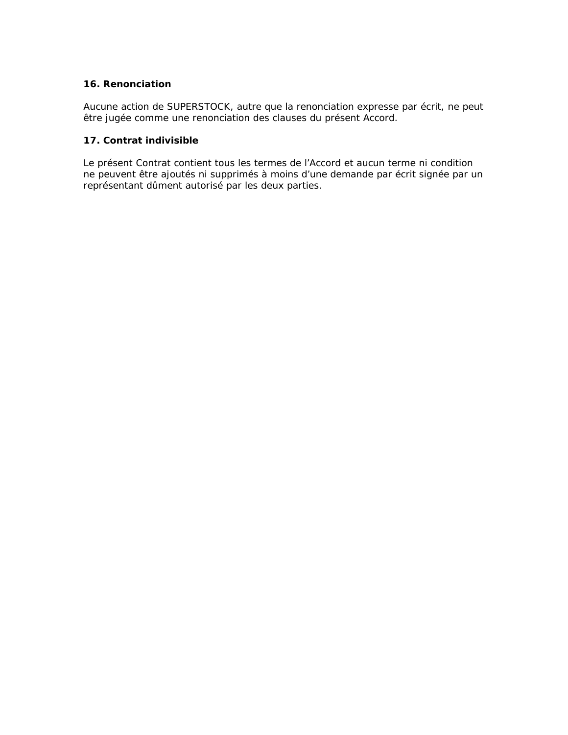**16. Renonciation**

Aucune action de SUPERSTOCK, autre que la renonciation expresse par écrit, ne peut être jugée comme une renonciation des clauses du présent Accord.

**17. Contrat indivisible**

Le présent Contrat contient tous les termes de l'Accord et aucun terme ni condition ne peuvent être ajoutés ni supprimés à moins d'une demande par écrit signée par un représentant dûment autorisé par les deux parties.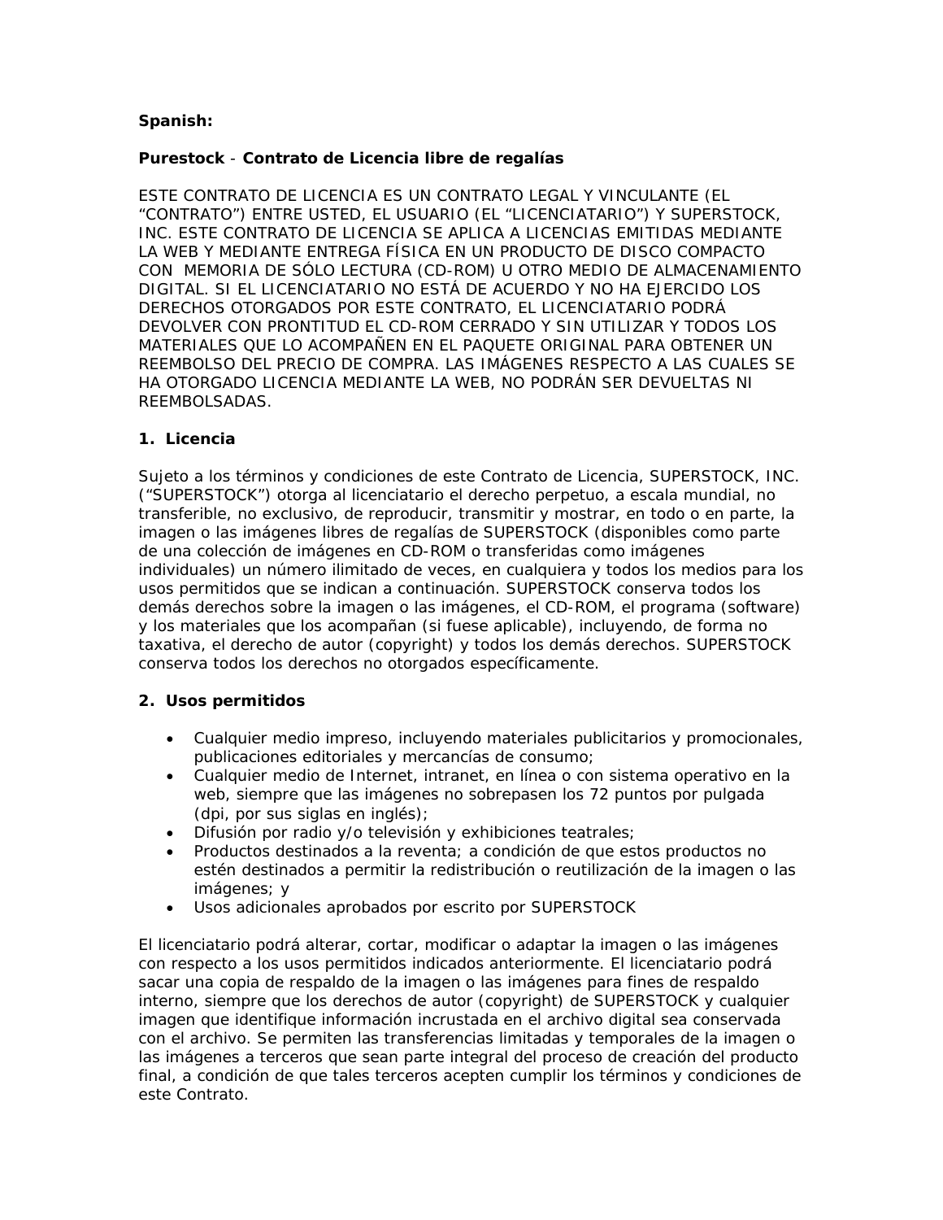**Spanish:**

**Purestock - Contrato de Licencia libre de regalías**

ESTE CONTRATO DE LICENCIA ES UN CONTRATO LEGAL Y VINCULANTE (EL "CONTRATO") ENTRE USTED, EL USUARIO (EL "LICENCIATARIO") Y SUPERSTOCK, INC. ESTE CONTRATO DE LICENCIA SE APLICA A LICENCIAS EMITIDAS MEDIANTE LA WEB Y MEDIANTE ENTREGA FÍSICA EN UN PRODUCTO DE DISCO COMPACTO CON MEMORIA DE SÓLO LECTURA (CD-ROM) U OTRO MEDIO DE ALMACENAMIENTO DIGITAL. SI EL LICENCIATARIO NO ESTÁ DE ACUERDO Y NO HA EJERCIDO LOS DERECHOS OTORGADOS POR ESTE CONTRATO, EL LICENCIATARIO PODRÁ DEVOLVER CON PRONTITUD EL CD-ROM CERRADO Y SIN UTILIZAR Y TODOS LOS MATERIALES QUE LO ACOMPAÑEN EN EL PAQUETE ORIGINAL PARA OBTENER UN REEMBOLSO DEL PRECIO DE COMPRA. LAS IMÁGENES RESPECTO A LAS CUALES SE HA OTORGADO LICENCIA MEDIANTE LA WEB, NO PODRÁN SER DEVUELTAS NI REEMBOLSADAS.

**1. Licencia**

Sujeto a los términos y condiciones de este Contrato de Licencia, SUPERSTOCK, INC. ("SUPERSTOCK") otorga al licenciatario el derecho perpetuo, a escala mundial, no transferible, no exclusivo, de reproducir, transmitir y mostrar, en todo o en parte, la imagen o las imágenes libres de regalías de SUPERSTOCK (disponibles como parte de una colección de imágenes en CD-ROM o transferidas como imágenes individuales) un número ilimitado de veces, en cualquiera y todos los medios para los usos permitidos que se indican a continuación. SUPERSTOCK conserva todos los demás derechos sobre la imagen o las imágenes, el CD-ROM, el programa (software) y los materiales que los acompañan (si fuese aplicable), incluyendo, de forma no taxativa, el derecho de autor (copyright) y todos los demás derechos. SUPERSTOCK conserva todos los derechos no otorgados específicamente.

**2. Usos permitidos**

- Cualquier medio impreso, incluyendo materiales publicitarios y promocionales, publicaciones editoriales y mercancías de consumo;
- Cualquier medio de Internet, intranet, en línea o con sistema operativo en la web, siempre que las imágenes no sobrepasen los 72 puntos por pulgada (dpi, por sus siglas en inglés);
- Difusión por radio y/o televisión y exhibiciones teatrales;
- Productos destinados a la reventa; a condición de que estos productos no estén destinados a permitir la redistribución o reutilización de la imagen o las imágenes; y
- Usos adicionales aprobados por escrito por SUPERSTOCK

El licenciatario podrá alterar, cortar, modificar o adaptar la imagen o las imágenes con respecto a los usos permitidos indicados anteriormente. El licenciatario podrá sacar una copia de respaldo de la imagen o las imágenes para fines de respaldo interno, siempre que los derechos de autor (copyright) de SUPERSTOCK y cualquier imagen que identifique información incrustada en el archivo digital sea conservada con el archivo. Se permiten las transferencias limitadas y temporales de la imagen o las imágenes a terceros que sean parte integral del proceso de creación del producto final, a condición de que tales terceros acepten cumplir los términos y condiciones de este Contrato.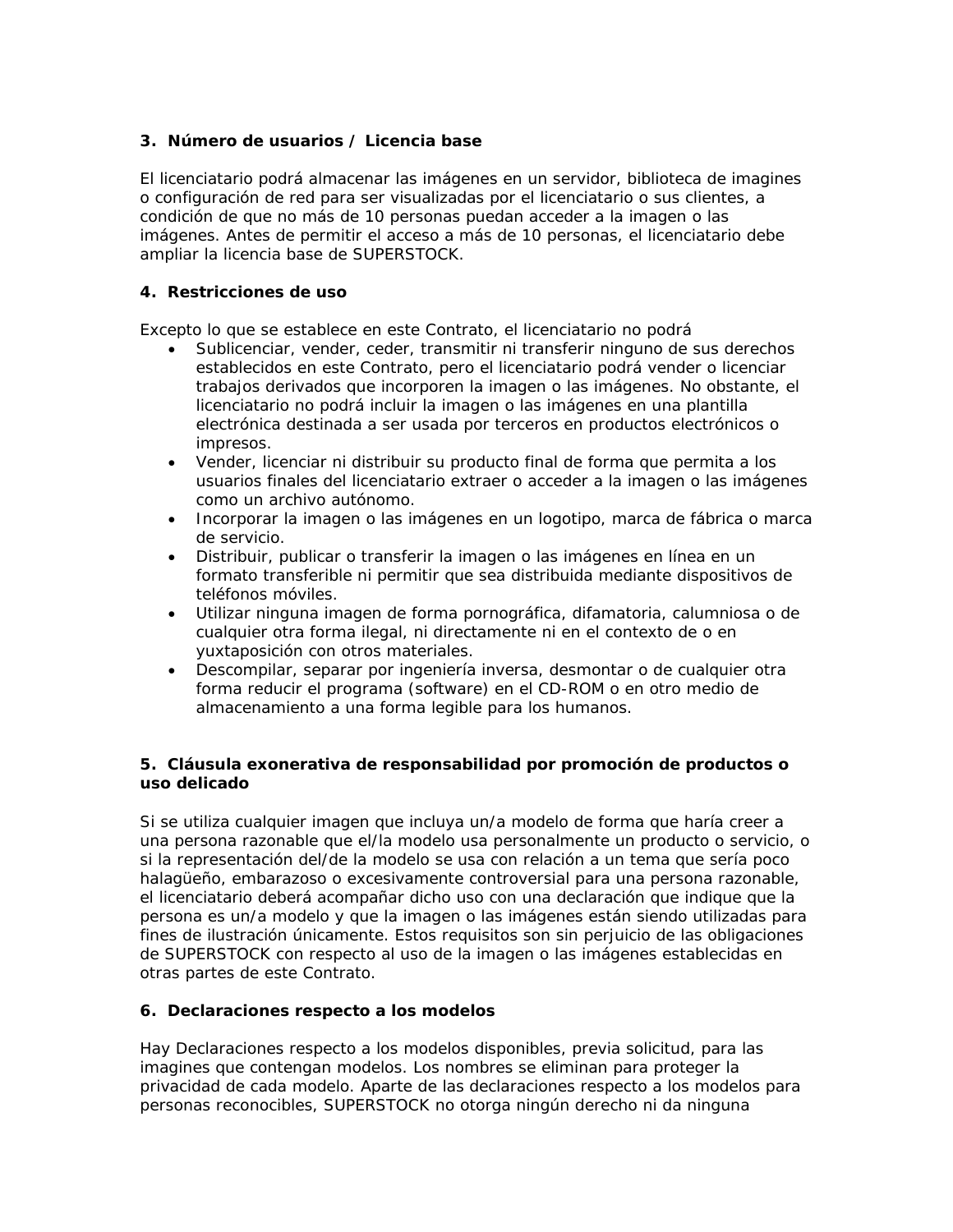### 3. Número de usuarios / Licencia base

El licenciatario podrá almacenar las imágenes en un servidor, biblioteca de imagines o configuración de red para ser visualizadas por el licenciatario o sus clientes, a condición de que no más de 10 personas puedan acceder a la imagen o las imágenes. Antes de permitir el acceso a más de 10 personas, el licenciatario debe ampliar la licencia base de SUPERSTOCK.

### 4. Restricciones de uso

Excepto lo que se establece en este Contrato, el licenciatario no podrá

- Sublicenciar, vender, ceder, transmitir ni transferir ninguno de sus derechos establecidos en este Contrato, pero el licenciatario podrá vender o licenciar trabajos derivados que incorporen la imagen o las imágenes. No obstante, el licenciatario no podrá incluir la imagen o las imágenes en una plantilla electrónica destinada a ser usada por terceros en productos electrónicos o impresos.
- Vender, licenciar ni distribuir su producto final de forma que permita a los usuarios finales del licenciatario extraer o acceder a la imagen o las imágenes como un archivo autónomo.
- Incorporar la imagen o las imágenes en un logotipo, marca de fábrica o marca de servicio.
- Distribuir, publicar o transferir la imagen o las imágenes en línea en un formato transferible ni permitir que sea distribuida mediante dispositivos de teléfonos móviles.
- Utilizar ninguna imagen de forma pornográfica, difamatoria, calumniosa o de cualquier otra forma ilegal, ni directamente ni en el contexto de o en yuxtaposición con otros materiales.
- Descompilar, separar por ingeniería inversa, desmontar o de cualquier otra forma reducir el programa (software) en el CD-ROM o en otro medio de almacenamiento a una forma legible para los humanos.

### 5. Cláusula exonerativa de responsabilidad por promoción de productos o uso delicado

Si se utiliza cualquier imagen que incluya un/a modelo de forma que haría creer a una persona razonable que el/la modelo usa personalmente un producto o servicio, o si la representación del/de la modelo se usa con relación a un tema que sería poco halagüeño, embarazoso o excesivamente controversial para una persona razonable, el licenciatario deberá acompañar dicho uso con una declaración que indique que la persona es un/a modelo y que la imagen o las imágenes están siendo utilizadas para fines de ilustración únicamente. Estos requisitos son sin perjuicio de las obligaciones de SUPERSTOCK con respecto al uso de la imagen o las imágenes establecidas en otras partes de este Contrato.

### 6. Declaraciones respecto a los modelos

Hay Declaraciones respecto a los modelos disponibles, previa solicitud, para las imagines que contengan modelos. Los nombres se eliminan para proteger la privacidad de cada modelo. Aparte de las declaraciones respecto a los modelos para personas reconocibles, SUPERSTOCK no otorga ningún derecho ni da ninguna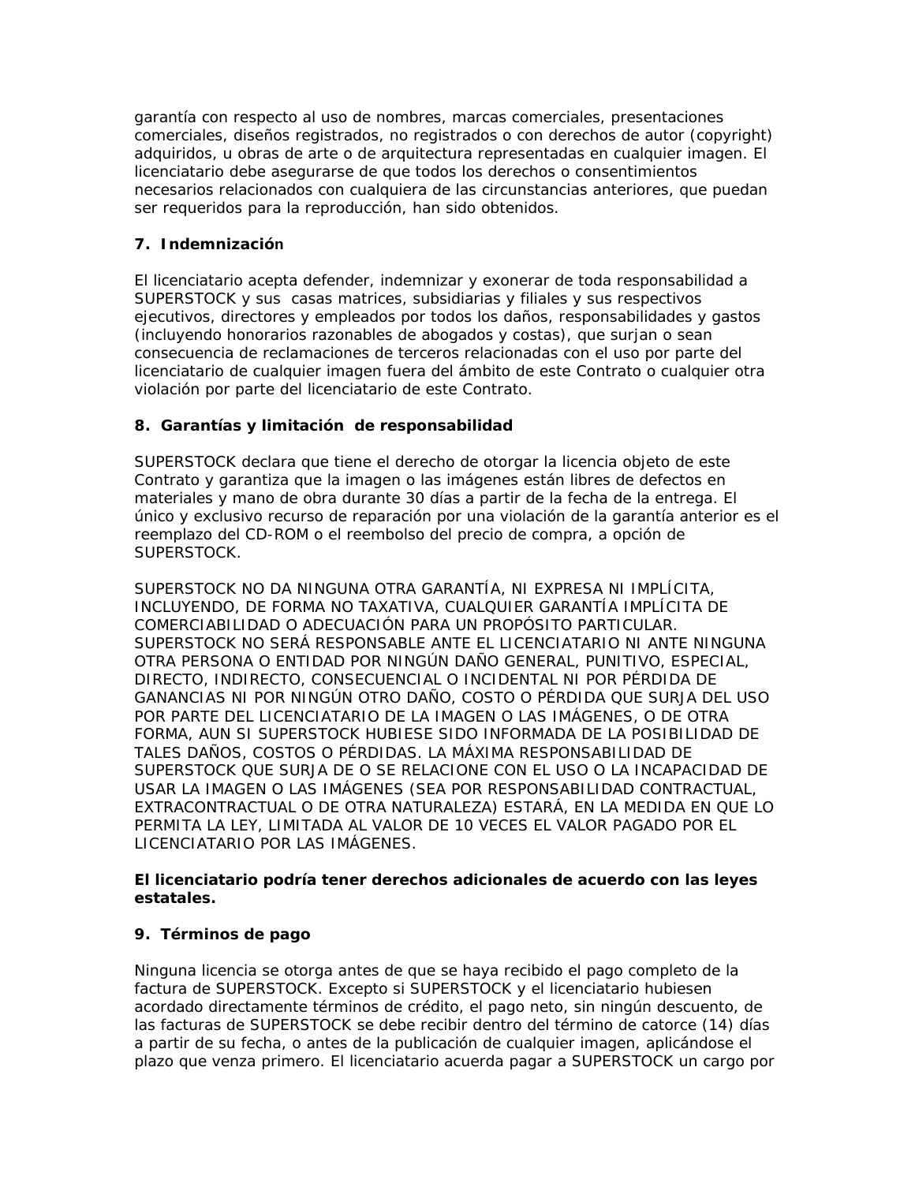garantía con respecto al uso de nombres, marcas comerciales, presentaciones comerciales, diseños registrados, no registrados o con derechos de autor (copyright) adquiridos, u obras de arte o de arquitectura representadas en cualquier imagen. El licenciatario debe asegurarse de que todos los derechos o consentimientos necesarios relacionados con cualquiera de las circunstancias anteriores, que puedan ser requeridos para la reproducción, han sido obtenidos.

**7. Indemnización**

El licenciatario acepta defender, indemnizar y exonerar de toda responsabilidad a SUPERSTOCK y sus casas matrices, subsidiarias y filiales y sus respectivos ejecutivos, directores y empleados por todos los daños, responsabilidades y gastos (incluyendo honorarios razonables de abogados y costas), que surjan o sean consecuencia de reclamaciones de terceros relacionadas con el uso por parte del licenciatario de cualquier imagen fuera del ámbito de este Contrato o cualquier otra violación por parte del licenciatario de este Contrato.

**8. Garantías y limitación de responsabilidad**

SUPERSTOCK declara que tiene el derecho de otorgar la licencia objeto de este Contrato y garantiza que la imagen o las imágenes están libres de defectos en materiales y mano de obra durante 30 días a partir de la fecha de la entrega. El único y exclusivo recurso de reparación por una violación de la garantía anterior es el reemplazo del CD-ROM o el reembolso del precio de compra, a opción de SUPERSTOCK.

SUPERSTOCK NO DA NINGUNA OTRA GARANTÍA, NI EXPRESA NI IMPLÍCITA, INCLUYENDO, DE FORMA NO TAXATIVA, CUALQUIER GARANTÍA IMPLÍCITA DE COMERCIABILIDAD O ADECUACIÓN PARA UN PROPÓSITO PARTICULAR. SUPERSTOCK NO SERÁ RESPONSABLE ANTE EL LICENCIATARIO NI ANTE NINGUNA OTRA PERSONA O ENTIDAD POR NINGÚN DAÑO GENERAL, PUNITIVO, ESPECIAL, DIRECTO, INDIRECTO, CONSECUENCIAL O INCIDENTAL NI POR PÉRDIDA DE GANANCIAS NI POR NINGÚN OTRO DAÑO, COSTO O PÉRDIDA QUE SURJA DEL USO POR PARTE DEL LICENCIATARIO DE LA IMAGEN O LAS IMÁGENES, O DE OTRA FORMA, AUN SI SUPERSTOCK HUBIESE SIDO INFORMADA DE LA POSIBILIDAD DE TALES DAÑOS, COSTOS O PÉRDIDAS. LA MÁXIMA RESPONSABILIDAD DE SUPERSTOCK QUE SURJA DE O SE RELACIONE CON EL USO O LA INCAPACIDAD DE USAR LA IMAGEN O LAS IMÁGENES (SEA POR RESPONSABILIDAD CONTRACTUAL, EXTRACONTRACTUAL O DE OTRA NATURALEZA) ESTARÁ, EN LA MEDIDA EN QUE LO PERMITA LA LEY, LIMITADA AL VALOR DE 10 VECES EL VALOR PAGADO POR EL LICENCIATARIO POR LAS IMÁGENES.

**El licenciatario podría tener derechos adicionales de acuerdo con las leyes estatales.**

**9. Términos de pago**

Ninguna licencia se otorga antes de que se haya recibido el pago completo de la factura de SUPERSTOCK. Excepto si SUPERSTOCK y el licenciatario hubiesen acordado directamente términos de crédito, el pago neto, sin ningún descuento, de las facturas de SUPERSTOCK se debe recibir dentro del término de catorce (14) días a partir de su fecha, o antes de la publicación de cualquier imagen, aplicándose el plazo que venza primero. El licenciatario acuerda pagar a SUPERSTOCK un cargo por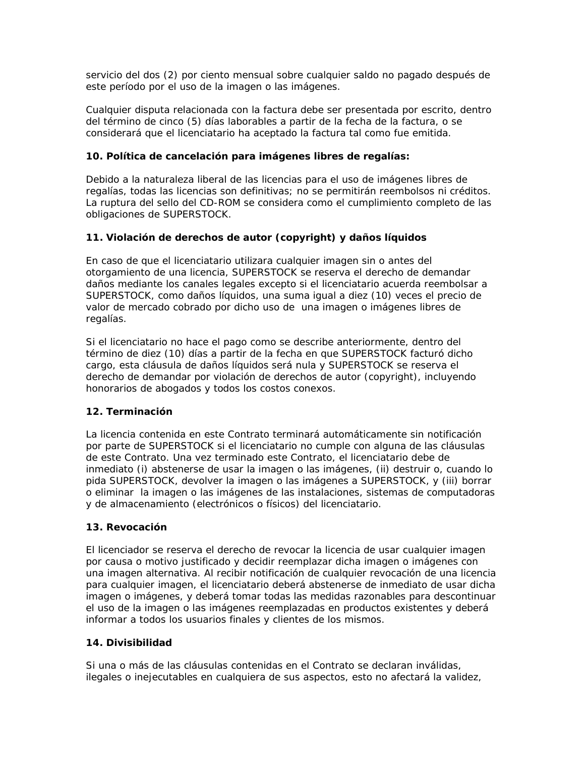servicio del dos (2) por ciento mensual sobre cualquier saldo no pagado después de este período por el uso de la imagen o las imágenes.

Cualquier disputa relacionada con la factura debe ser presentada por escrito, dentro del término de cinco (5) días laborables a partir de la fecha de la factura, o se considerará que el licenciatario ha aceptado la factura tal como fue emitida.

**10. Política de cancelación para imágenes libres de regalías:**

Debido a la naturaleza liberal de las licencias para el uso de imágenes libres de regalías, todas las licencias son definitivas; no se permitirán reembolsos ni créditos. La ruptura del sello del CD-ROM se considera como el cumplimiento completo de las obligaciones de SUPERSTOCK.

**11. Violación de derechos de autor (copyright) y daños líquidos**

En caso de que el licenciatario utilizara cualquier imagen sin o antes del otorgamiento de una licencia, SUPERSTOCK se reserva el derecho de demandar daños mediante los canales legales excepto si el licenciatario acuerda reembolsar a SUPERSTOCK, como daños líquidos, una suma igual a diez (10) veces el precio de valor de mercado cobrado por dicho uso de una imagen o imágenes libres de regalías.

Si el licenciatario no hace el pago como se describe anteriormente, dentro del término de diez (10) días a partir de la fecha en que SUPERSTOCK facturó dicho cargo, esta cláusula de daños líquidos será nula y SUPERSTOCK se reserva el derecho de demandar por violación de derechos de autor (copyright), incluyendo honorarios de abogados y todos los costos conexos.

**12. Terminación**

La licencia contenida en este Contrato terminará automáticamente sin notificación por parte de SUPERSTOCK si el licenciatario no cumple con alguna de las cláusulas de este Contrato. Una vez terminado este Contrato, el licenciatario debe de inmediato (i) abstenerse de usar la imagen o las imágenes, (ii) destruir o, cuando lo pida SUPERSTOCK, devolver la imagen o las imágenes a SUPERSTOCK, y (iii) borrar o eliminar la imagen o las imágenes de las instalaciones, sistemas de computadoras y de almacenamiento (electrónicos o físicos) del licenciatario.

**13. Revocación**

El licenciador se reserva el derecho de revocar la licencia de usar cualquier imagen por causa o motivo justificado y decidir reemplazar dicha imagen o imágenes con una imagen alternativa. Al recibir notificación de cualquier revocación de una licencia para cualquier imagen, el licenciatario deberá abstenerse de inmediato de usar dicha imagen o imágenes, y deberá tomar todas las medidas razonables para descontinuar el uso de la imagen o las imágenes reemplazadas en productos existentes y deberá informar a todos los usuarios finales y clientes de los mismos.

**14. Divisibilidad**

Si una o más de las cláusulas contenidas en el Contrato se declaran inválidas, ilegales o inejecutables en cualquiera de sus aspectos, esto no afectará la validez,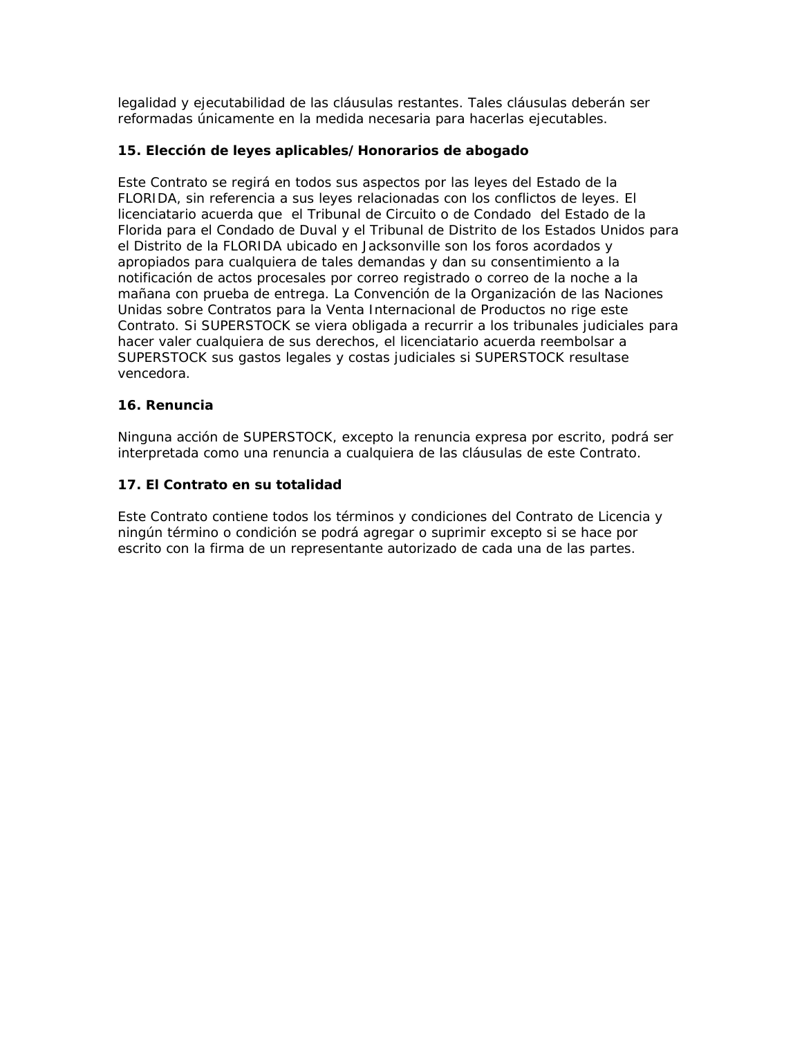legalidad y ejecutabilidad de las cláusulas restantes. Tales cláusulas deberán ser reformadas únicamente en la medida necesaria para hacerlas ejecutables.

**15. Elección de leyes aplicables/Honorarios de abogado**

Este Contrato se regirá en todos sus aspectos por las leyes del Estado de la FLORIDA, sin referencia a sus leyes relacionadas con los conflictos de leyes. El licenciatario acuerda que el Tribunal de Circuito o de Condado del Estado de la Florida para el Condado de Duval y el Tribunal de Distrito de los Estados Unidos para el Distrito de la FLORIDA ubicado en Jacksonville son los foros acordados y apropiados para cualquiera de tales demandas y dan su consentimiento a la notificación de actos procesales por correo registrado o correo de la noche a la mañana con prueba de entrega. La Convención de la Organización de las Naciones Unidas sobre Contratos para la Venta Internacional de Productos no rige este Contrato. Si SUPERSTOCK se viera obligada a recurrir a los tribunales judiciales para hacer valer cualquiera de sus derechos, el licenciatario acuerda reembolsar a SUPERSTOCK sus gastos legales y costas judiciales si SUPERSTOCK resultase vencedora.

**16. Renuncia**

Ninguna acción de SUPERSTOCK, excepto la renuncia expresa por escrito, podrá ser interpretada como una renuncia a cualquiera de las cláusulas de este Contrato.

**17. El Contrato en su totalidad**

Este Contrato contiene todos los términos y condiciones del Contrato de Licencia y ningún término o condición se podrá agregar o suprimir excepto si se hace por escrito con la firma de un representante autorizado de cada una de las partes.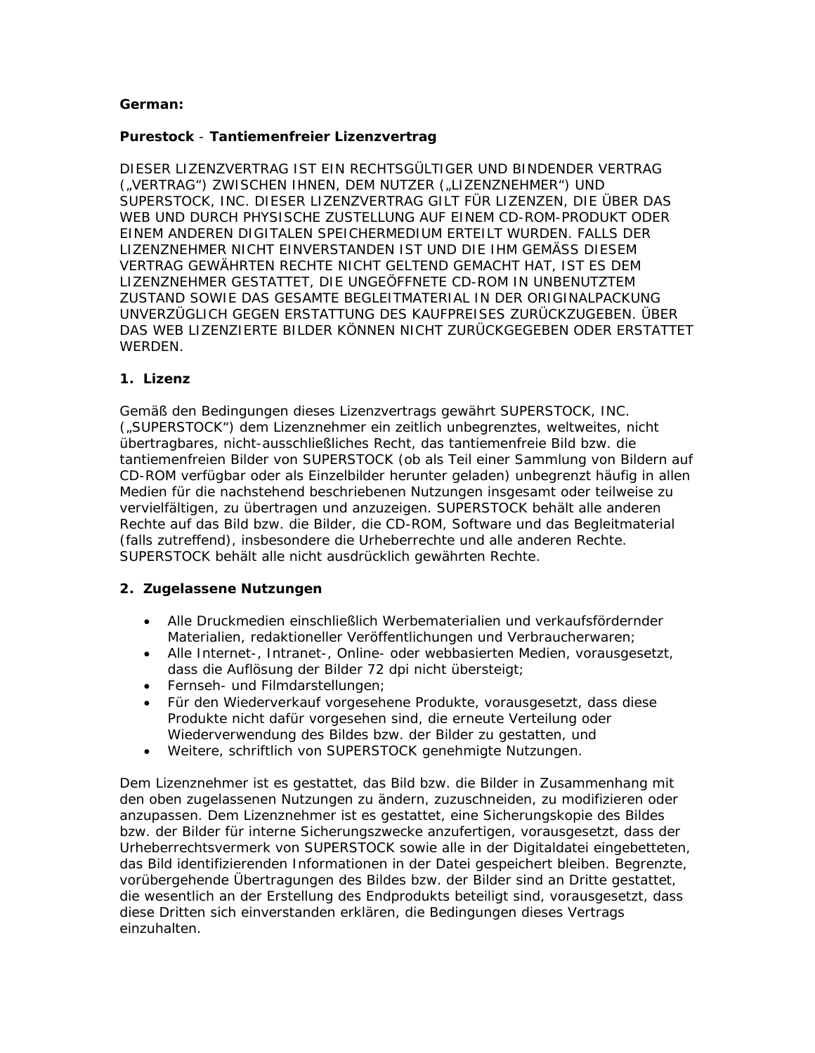**German:**

**Purestock - Tantiemenfreier Lizenzvertrag**

DIESER LIZENZVERTRAG IST EIN RECHTSGÜLTIGER UND BINDENDER VERTRAG („VERTRAG“) ZWISCHEN IHNEN, DEM NUTZER („LIZENZNEHMER“) UND SUPERSTOCK, INC. DIESER LIZENZVERTRAG GILT FÜR LIZENZEN, DIE ÜBER DAS WEB UND DURCH PHYSISCHE ZUSTELLUNG AUF EINEM CD-ROM-PRODUKT ODER EINEM ANDEREN DIGITALEN SPEICHERMEDIUM ERTEILT WURDEN. FALLS DER LIZENZNEHMER NICHT EINVERSTANDEN IST UND DIE IHM GEMÄSS DIESEM VERTRAG GEWÄHRTEN RECHTE NICHT GELTEND GEMACHT HAT, IST ES DEM LIZENZNEHMER GESTATTET, DIE UNGEÖFFNETE CD-ROM IN UNBENUTZTEM ZUSTAND SOWIE DAS GESAMTE BEGLEITMATERIAL IN DER ORIGINALPACKUNG UNVERZÜGLICH GEGEN ERSTATTUNG DES KAUFPREISES ZURÜCKZUGEBEN. ÜBER DAS WEB LIZENZIERTE BILDER KÖNNEN NICHT ZURÜCKGEGEBEN ODER ERSTATTET WERDEN.

**1. Lizenz**

Gemäß den Bedingungen dieses Lizenzvertrags gewährt SUPERSTOCK, INC. („SUPERSTOCK“) dem Lizenznehmer ein zeitlich unbegrenztes, weltweites, nicht übertragbares, nicht-ausschließliches Recht, das tantiemenfreie Bild bzw. die tantiemenfreien Bilder von SUPERSTOCK (ob als Teil einer Sammlung von Bildern auf CD-ROM verfügbar oder als Einzelbilder herunter geladen) unbegrenzt häufig in allen Medien für die nachstehend beschriebenen Nutzungen insgesamt oder teilweise zu vervielfältigen, zu übertragen und anzuzeigen. SUPERSTOCK behält alle anderen Rechte auf das Bild bzw. die Bilder, die CD-ROM, Software und das Begleitmaterial (falls zutreffend), insbesondere die Urheberrechte und alle anderen Rechte. SUPERSTOCK behält alle nicht ausdrücklich gewährten Rechte.

**2. Zugelassene Nutzungen**

- Alle Druckmedien einschließlich Werbematerialien und verkaufsfördernder Materialien, redaktioneller Veröffentlichungen und Verbraucherwaren;
- Alle Internet-, Intranet-, Online- oder webbasierten Medien, vorausgesetzt, dass die Auflösung der Bilder 72 dpi nicht übersteigt;
- Fernseh- und Filmdarstellungen;
- Für den Wiederverkauf vorgesehene Produkte, vorausgesetzt, dass diese Produkte nicht dafür vorgesehen sind, die erneute Verteilung oder Wiederverwendung des Bildes bzw. der Bilder zu gestatten, und
- Weitere, schriftlich von SUPERSTOCK genehmigte Nutzungen.

Dem Lizenznehmer ist es gestattet, das Bild bzw. die Bilder in Zusammenhang mit den oben zugelassenen Nutzungen zu ändern, zuzuschneiden, zu modifizieren oder anzupassen. Dem Lizenznehmer ist es gestattet, eine Sicherungskopie des Bildes bzw. der Bilder für interne Sicherungszwecke anzufertigen, vorausgesetzt, dass der Urheberrechtsvermerk von SUPERSTOCK sowie alle in der Digitaldatei eingebetteten, das Bild identifizierenden Informationen in der Datei gespeichert bleiben. Begrenzte, vorübergehende Übertragungen des Bildes bzw. der Bilder sind an Dritte gestattet, die wesentlich an der Erstellung des Endprodukts beteiligt sind, vorausgesetzt, dass diese Dritten sich einverstanden erklären, die Bedingungen dieses Vertrags einzuhalten.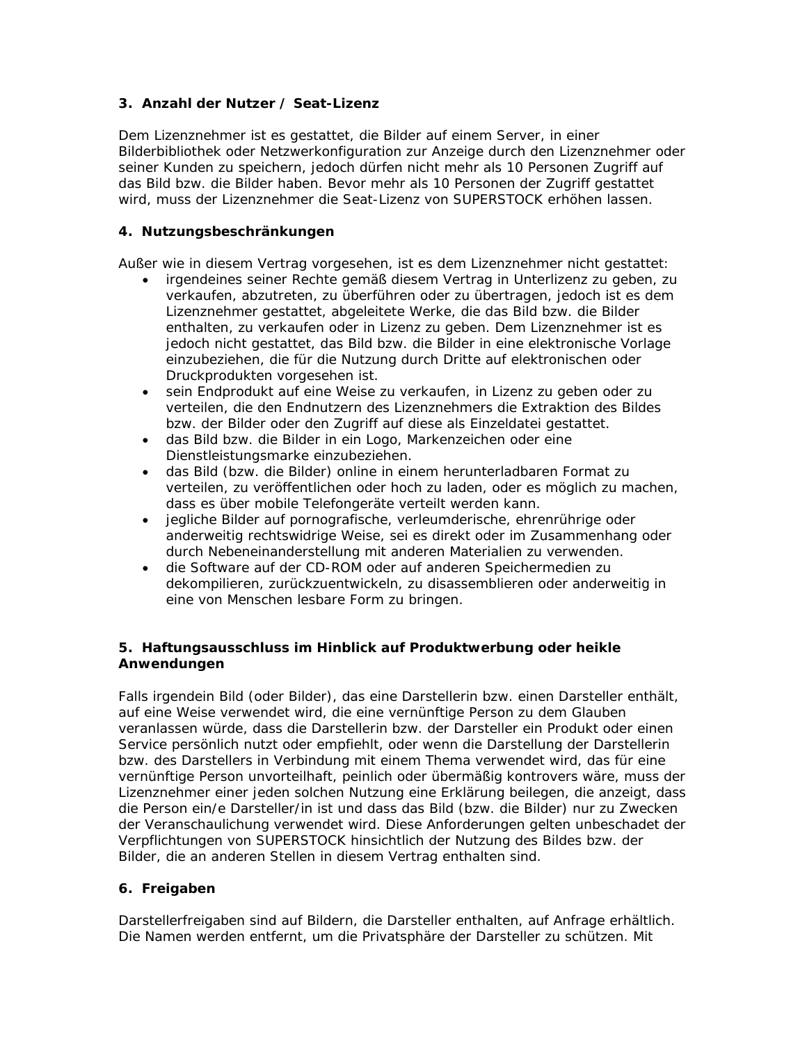**3. Anzahl der Nutzer / Seat-Lizenz**

Dem Lizenznehmer ist es gestattet, die Bilder auf einem Server, in einer Bilderbibliothek oder Netzwerkkonfiguration zur Anzeige durch den Lizenznehmer oder seiner Kunden zu speichern, jedoch dürfen nicht mehr als 10 Personen Zugriff auf das Bild bzw. die Bilder haben. Bevor mehr als 10 Personen der Zugriff gestattet wird, muss der Lizenznehmer die Seat-Lizenz von SUPERSTOCK erhöhen lassen.

**4. Nutzungsbeschränkungen**

Außer wie in diesem Vertrag vorgesehen, ist es dem Lizenznehmer nicht gestattet:

- irgendeines seiner Rechte gemäß diesem Vertrag in Unterlizenz zu geben, zu verkaufen, abzutreten, zu überführen oder zu übertragen, jedoch ist es dem Lizenznehmer gestattet, abgeleitete Werke, die das Bild bzw. die Bilder enthalten, zu verkaufen oder in Lizenz zu geben. Dem Lizenznehmer ist es jedoch nicht gestattet, das Bild bzw. die Bilder in eine elektronische Vorlage einzubeziehen, die für die Nutzung durch Dritte auf elektronischen oder Druckprodukten vorgesehen ist.
- sein Endprodukt auf eine Weise zu verkaufen, in Lizenz zu geben oder zu verteilen, die den Endnutzern des Lizenznehmers die Extraktion des Bildes bzw. der Bilder oder den Zugriff auf diese als Einzeldatei gestattet.
- das Bild bzw. die Bilder in ein Logo, Markenzeichen oder eine Dienstleistungsmarke einzubeziehen.
- das Bild (bzw. die Bilder) online in einem herunterladbaren Format zu verteilen, zu veröffentlichen oder hoch zu laden, oder es möglich zu machen, dass es über mobile Telefongeräte verteilt werden kann.
- jegliche Bilder auf pornografische, verleumderische, ehrenrührige oder anderweitig rechtswidrige Weise, sei es direkt oder im Zusammenhang oder durch Nebeneinanderstellung mit anderen Materialien zu verwenden.
- die Software auf der CD-ROM oder auf anderen Speichermedien zu dekompilieren, zurückzuentwickeln, zu disassemblieren oder anderweitig in eine von Menschen lesbare Form zu bringen.

**5. Haftungsausschluss im Hinblick auf Produktwerbung oder heikle Anwendungen**

Falls irgendein Bild (oder Bilder), das eine Darstellerin bzw. einen Darsteller enthält, auf eine Weise verwendet wird, die eine vernünftige Person zu dem Glauben veranlassen würde, dass die Darstellerin bzw. der Darsteller ein Produkt oder einen Service persönlich nutzt oder empfiehlt, oder wenn die Darstellung der Darstellerin bzw. des Darstellers in Verbindung mit einem Thema verwendet wird, das für eine vernünftige Person unvorteilhaft, peinlich oder übermäßig kontrovers wäre, muss der Lizenznehmer einer jeden solchen Nutzung eine Erklärung beilegen, die anzeigt, dass die Person ein/e Darsteller/in ist und dass das Bild (bzw. die Bilder) nur zu Zwecken der Veranschaulichung verwendet wird. Diese Anforderungen gelten unbeschadet der Verpflichtungen von SUPERSTOCK hinsichtlich der Nutzung des Bildes bzw. der Bilder, die an anderen Stellen in diesem Vertrag enthalten sind.

**6. Freigaben**

Darstellerfreigaben sind auf Bildern, die Darsteller enthalten, auf Anfrage erhältlich. Die Namen werden entfernt, um die Privatsphäre der Darsteller zu schützen. Mit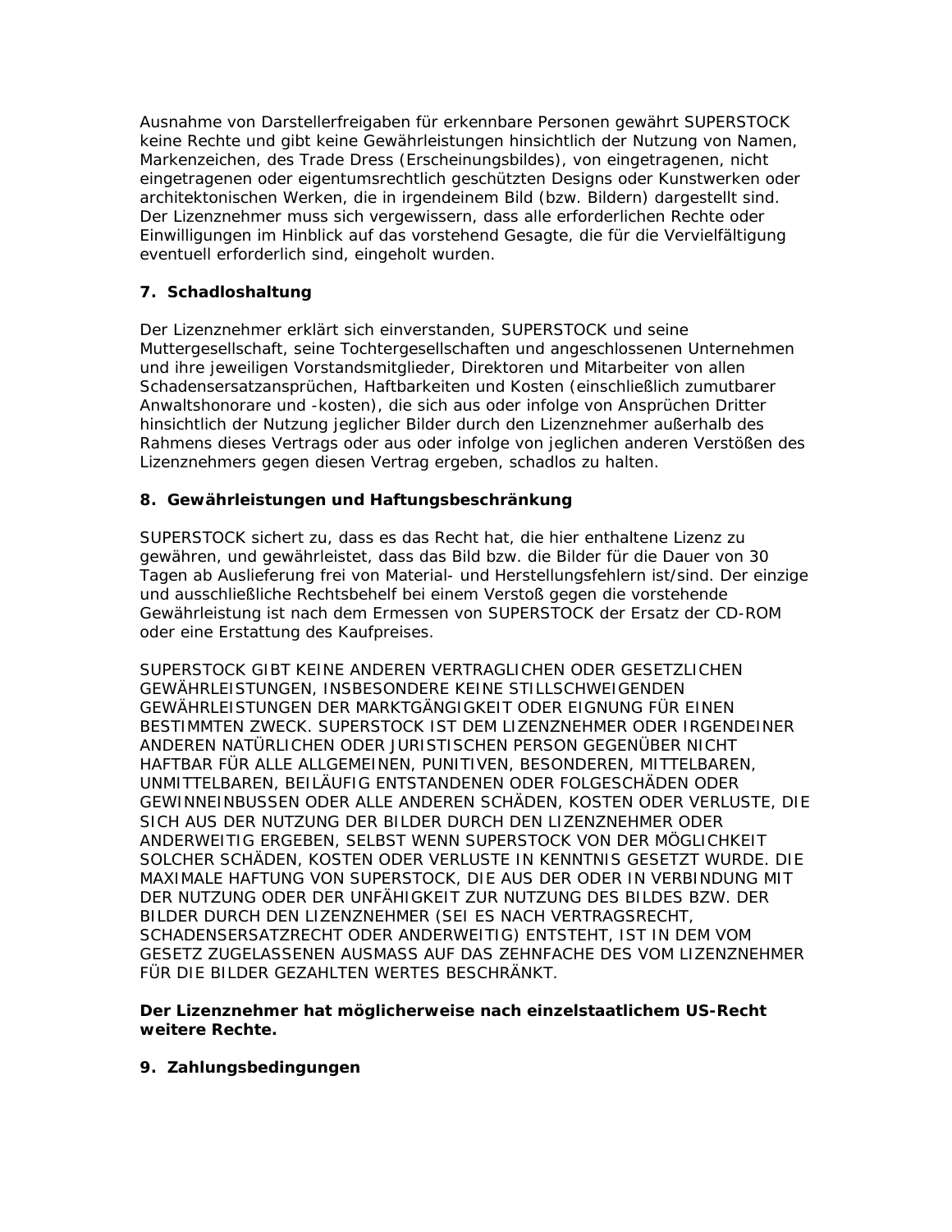Ausnahme von Darstellerfreigaben für erkennbare Personen gewährt SUPERSTOCK keine Rechte und gibt keine Gewährleistungen hinsichtlich der Nutzung von Namen, Markenzeichen, des Trade Dress (Erscheinungsbildes), von eingetragenen, nicht eingetragenen oder eigentumsrechtlich geschützten Designs oder Kunstwerken oder architektonischen Werken, die in irgendeinem Bild (bzw. Bildern) dargestellt sind. Der Lizenznehmer muss sich vergewissern, dass alle erforderlichen Rechte oder Einwilligungen im Hinblick auf das vorstehend Gesagte, die für die Vervielfältigung eventuell erforderlich sind, eingeholt wurden.

**7. Schadloshaltung**

Der Lizenznehmer erklärt sich einverstanden, SUPERSTOCK und seine Muttergesellschaft, seine Tochtergesellschaften und angeschlossenen Unternehmen und ihre jeweiligen Vorstandsmitglieder, Direktoren und Mitarbeiter von allen Schadensersatzansprüchen, Haftbarkeiten und Kosten (einschließlich zumutbarer Anwaltshonorare und -kosten), die sich aus oder infolge von Ansprüchen Dritter hinsichtlich der Nutzung jeglicher Bilder durch den Lizenznehmer außerhalb des Rahmens dieses Vertrags oder aus oder infolge von jeglichen anderen Verstößen des Lizenznehmers gegen diesen Vertrag ergeben, schadlos zu halten.

**8. Gewährleistungen und Haftungsbeschränkung**

SUPERSTOCK sichert zu, dass es das Recht hat, die hier enthaltene Lizenz zu gewähren, und gewährleistet, dass das Bild bzw. die Bilder für die Dauer von 30 Tagen ab Auslieferung frei von Material- und Herstellungsfehlern ist/sind. Der einzige und ausschließliche Rechtsbehelf bei einem Verstoß gegen die vorstehende Gewährleistung ist nach dem Ermessen von SUPERSTOCK der Ersatz der CD-ROM oder eine Erstattung des Kaufpreises.

SUPERSTOCK GIBT KEINE ANDEREN VERTRAGLICHEN ODER GESETZLICHEN GEWÄHRLEISTUNGEN, INSBESONDERE KEINE STILLSCHWEIGENDEN GEWÄHRLEISTUNGEN DER MARKTGÄNGIGKEIT ODER EIGNUNG FÜR EINEN BESTIMMTEN ZWECK. SUPERSTOCK IST DEM LIZENZNEHMER ODER IRGENDEINER ANDEREN NATÜRLICHEN ODER JURISTISCHEN PERSON GEGENÜBER NICHT HAFTBAR FÜR ALLE ALLGEMEINEN, PUNITIVEN, BESONDEREN, MITTELBAREN, UNMITTELBAREN, BEILÄUFIG ENTSTANDENEN ODER FOLGESCHÄDEN ODER GEWINNEINBUSSEN ODER ALLE ANDEREN SCHÄDEN, KOSTEN ODER VERLUSTE, DIE SICH AUS DER NUTZUNG DER BILDER DURCH DEN LIZENZNEHMER ODER ANDERWEITIG ERGEBEN, SELBST WENN SUPERSTOCK VON DER MÖGLICHKEIT SOLCHER SCHÄDEN, KOSTEN ODER VERLUSTE IN KENNTNIS GESETZT WURDE. DIE MAXIMALE HAFTUNG VON SUPERSTOCK, DIE AUS DER ODER IN VERBINDUNG MIT DER NUTZUNG ODER DER UNFÄHIGKEIT ZUR NUTZUNG DES BILDES BZW. DER BILDER DURCH DEN LIZENZNEHMER (SEI ES NACH VERTRAGSRECHT, SCHADENSERSATZRECHT ODER ANDERWEITIG) ENTSTEHT, IST IN DEM VOM GESETZ ZUGELASSENEN AUSMASS AUF DAS ZEHNFACHE DES VOM LIZENZNEHMER FÜR DIE BILDER GEZAHLTEN WERTES BESCHRÄNKT.

**Der Lizenznehmer hat möglicherweise nach einzelstaatlichem US-Recht weitere Rechte.**

**9. Zahlungsbedingungen**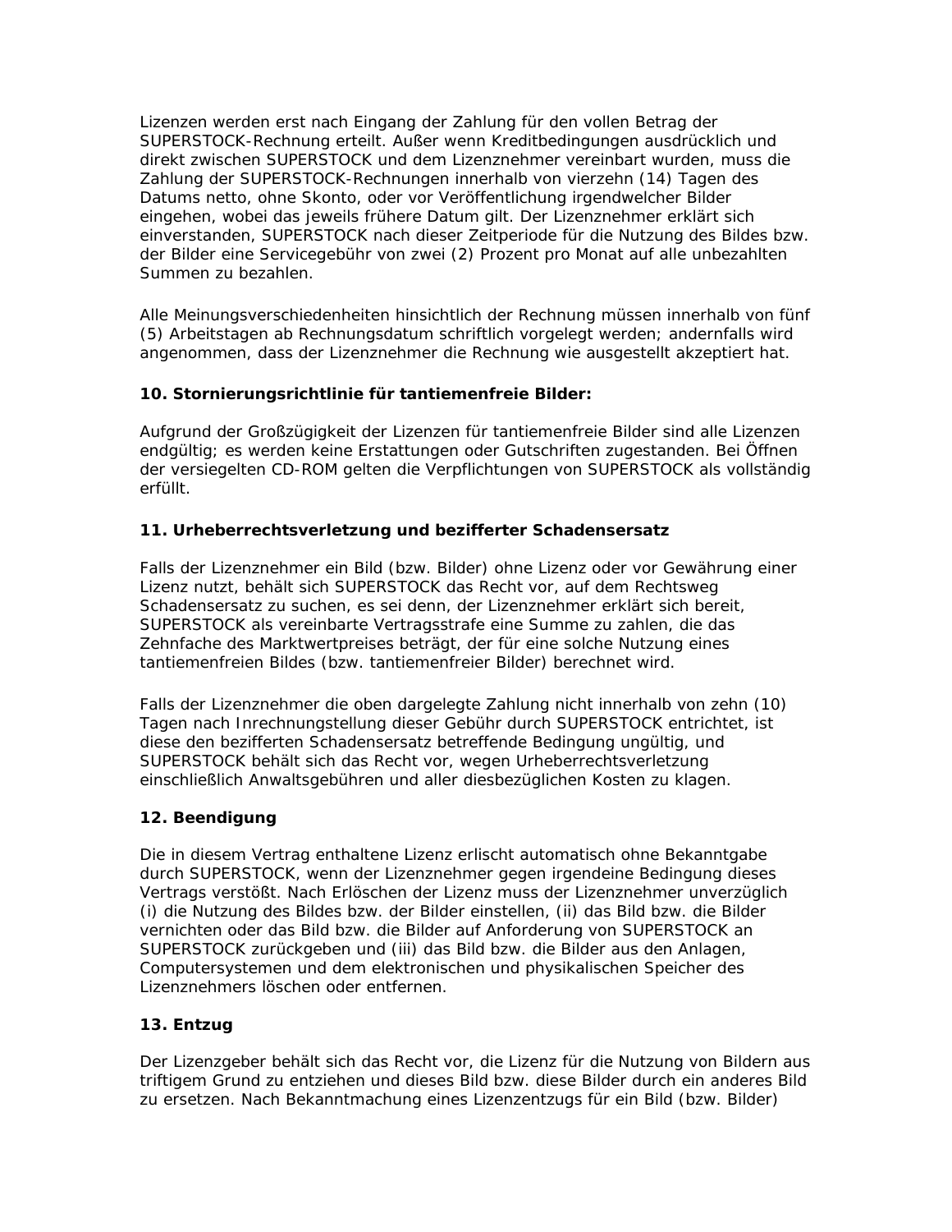Lizenzen werden erst nach Eingang der Zahlung für den vollen Betrag der SUPERSTOCK-Rechnung erteilt. Außer wenn Kreditbedingungen ausdrücklich und direkt zwischen SUPERSTOCK und dem Lizenznehmer vereinbart wurden, muss die Zahlung der SUPERSTOCK-Rechnungen innerhalb von vierzehn (14) Tagen des Datums netto, ohne Skonto, oder vor Veröffentlichung irgendwelcher Bilder eingehen, wobei das jeweils frühere Datum gilt. Der Lizenznehmer erklärt sich einverstanden, SUPERSTOCK nach dieser Zeitperiode für die Nutzung des Bildes bzw. der Bilder eine Servicegebühr von zwei (2) Prozent pro Monat auf alle unbezahlten Summen zu bezahlen.

Alle Meinungsverschiedenheiten hinsichtlich der Rechnung müssen innerhalb von fünf (5) Arbeitstagen ab Rechnungsdatum schriftlich vorgelegt werden; andernfalls wird angenommen, dass der Lizenznehmer die Rechnung wie ausgestellt akzeptiert hat.

**10. Stornierungsrichtlinie für tantiemenfreie Bilder:**

Aufgrund der Großzügigkeit der Lizenzen für tantiemenfreie Bilder sind alle Lizenzen endgültig; es werden keine Erstattungen oder Gutschriften zugestanden. Bei Öffnen der versiegelten CD-ROM gelten die Verpflichtungen von SUPERSTOCK als vollständig erfüllt.

**11. Urheberrechtsverletzung und bezifferter Schadensersatz**

Falls der Lizenznehmer ein Bild (bzw. Bilder) ohne Lizenz oder vor Gewährung einer Lizenz nutzt, behält sich SUPERSTOCK das Recht vor, auf dem Rechtsweg Schadensersatz zu suchen, es sei denn, der Lizenznehmer erklärt sich bereit, SUPERSTOCK als vereinbarte Vertragsstrafe eine Summe zu zahlen, die das Zehnfache des Marktwertpreises beträgt, der für eine solche Nutzung eines tantiemenfreien Bildes (bzw. tantiemenfreier Bilder) berechnet wird.

Falls der Lizenznehmer die oben dargelegte Zahlung nicht innerhalb von zehn (10) Tagen nach Inrechnungstellung dieser Gebühr durch SUPERSTOCK entrichtet, ist diese den bezifferten Schadensersatz betreffende Bedingung ungültig, und SUPERSTOCK behält sich das Recht vor, wegen Urheberrechtsverletzung einschließlich Anwaltsgebühren und aller diesbezüglichen Kosten zu klagen.

**12. Beendigung**

Die in diesem Vertrag enthaltene Lizenz erlischt automatisch ohne Bekanntgabe durch SUPERSTOCK, wenn der Lizenznehmer gegen irgendeine Bedingung dieses Vertrags verstößt. Nach Erlöschen der Lizenz muss der Lizenznehmer unverzüglich (i) die Nutzung des Bildes bzw. der Bilder einstellen, (ii) das Bild bzw. die Bilder vernichten oder das Bild bzw. die Bilder auf Anforderung von SUPERSTOCK an SUPERSTOCK zurückgeben und (iii) das Bild bzw. die Bilder aus den Anlagen, Computersystemen und dem elektronischen und physikalischen Speicher des Lizenznehmers löschen oder entfernen.

**13. Entzug**

Der Lizenzgeber behält sich das Recht vor, die Lizenz für die Nutzung von Bildern aus triftigem Grund zu entziehen und dieses Bild bzw. diese Bilder durch ein anderes Bild zu ersetzen. Nach Bekanntmachung eines Lizenzentzugs für ein Bild (bzw. Bilder)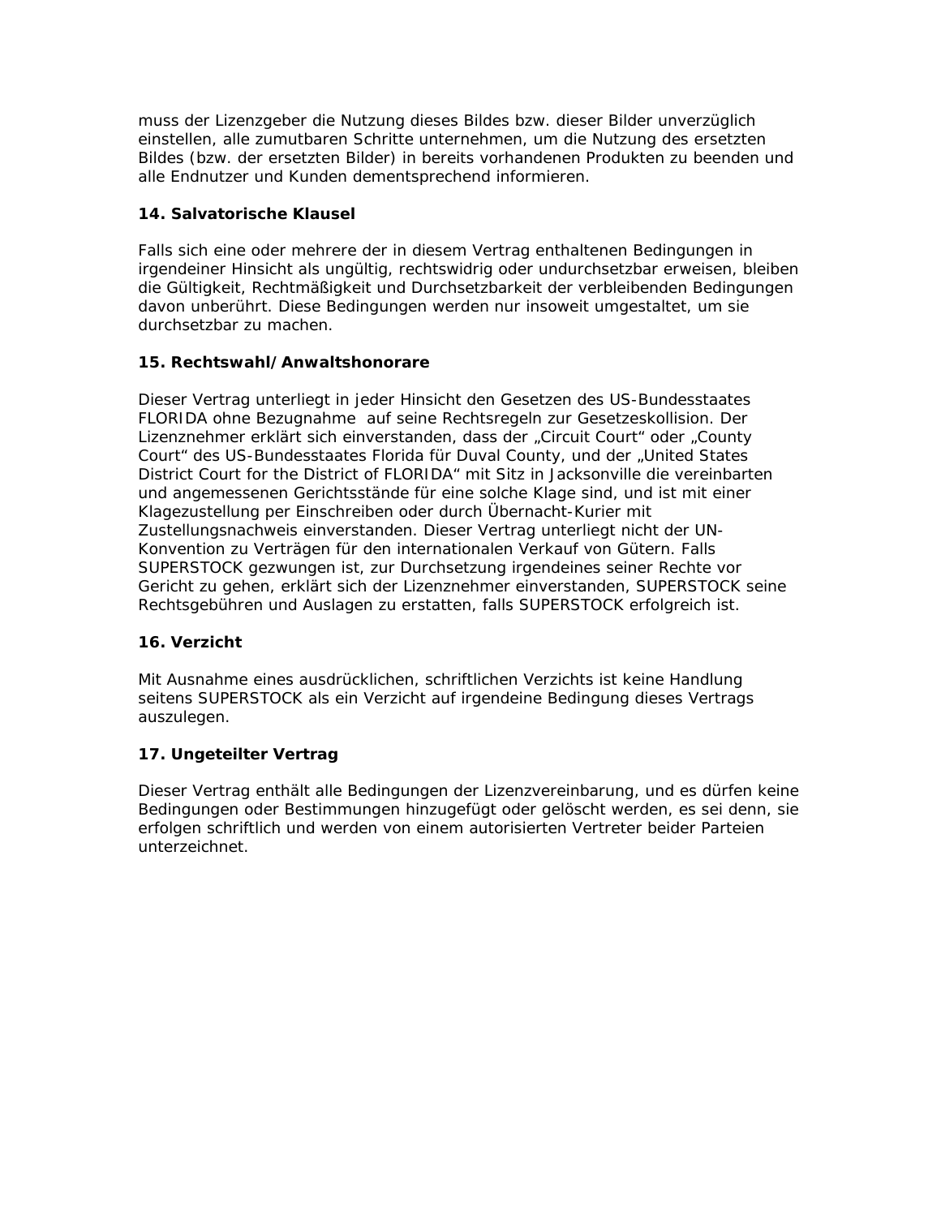muss der Lizenzgeber die Nutzung dieses Bildes bzw. dieser Bilder unverzüglich einstellen, alle zumutbaren Schritte unternehmen, um die Nutzung des ersetzten Bildes (bzw. der ersetzten Bilder) in bereits vorhandenen Produkten zu beenden und alle Endnutzer und Kunden dementsprechend informieren.

**14. Salvatorische Klausel**

Falls sich eine oder mehrere der in diesem Vertrag enthaltenen Bedingungen in irgendeiner Hinsicht als ungültig, rechtswidrig oder undurchsetzbar erweisen, bleiben die Gültigkeit, Rechtmäßigkeit und Durchsetzbarkeit der verbleibenden Bedingungen davon unberührt. Diese Bedingungen werden nur insoweit umgestaltet, um sie durchsetzbar zu machen.

**15. Rechtswahl/Anwaltshonorare**

Dieser Vertrag unterliegt in jeder Hinsicht den Gesetzen des US-Bundesstaates FLORIDA ohne Bezugnahme auf seine Rechtsregeln zur Gesetzeskollision. Der Lizenznehmer erklärt sich einverstanden, dass der „Circuit Court" oder „County Court" des US-Bundesstaates Florida für Duval County, und der „United States District Court for the District of FLORIDA" mit Sitz in Jacksonville die vereinbarten und angemessenen Gerichtsstände für eine solche Klage sind, und ist mit einer Klagezustellung per Einschreiben oder durch Übernacht-Kurier mit Zustellungsnachweis einverstanden. Dieser Vertrag unterliegt nicht der UN-Konvention zu Verträgen für den internationalen Verkauf von Gütern. Falls SUPERSTOCK gezwungen ist, zur Durchsetzung irgendeines seiner Rechte vor Gericht zu gehen, erklärt sich der Lizenznehmer einverstanden, SUPERSTOCK seine Rechtsgebühren und Auslagen zu erstatten, falls SUPERSTOCK erfolgreich ist.

**16. Verzicht**

Mit Ausnahme eines ausdrücklichen, schriftlichen Verzichts ist keine Handlung seitens SUPERSTOCK als ein Verzicht auf irgendeine Bedingung dieses Vertrags auszulegen.

**17. Ungeteilter Vertrag**

Dieser Vertrag enthält alle Bedingungen der Lizenzvereinbarung, und es dürfen keine Bedingungen oder Bestimmungen hinzugefügt oder gelöscht werden, es sei denn, sie erfolgen schriftlich und werden von einem autorisierten Vertreter beider Parteien unterzeichnet.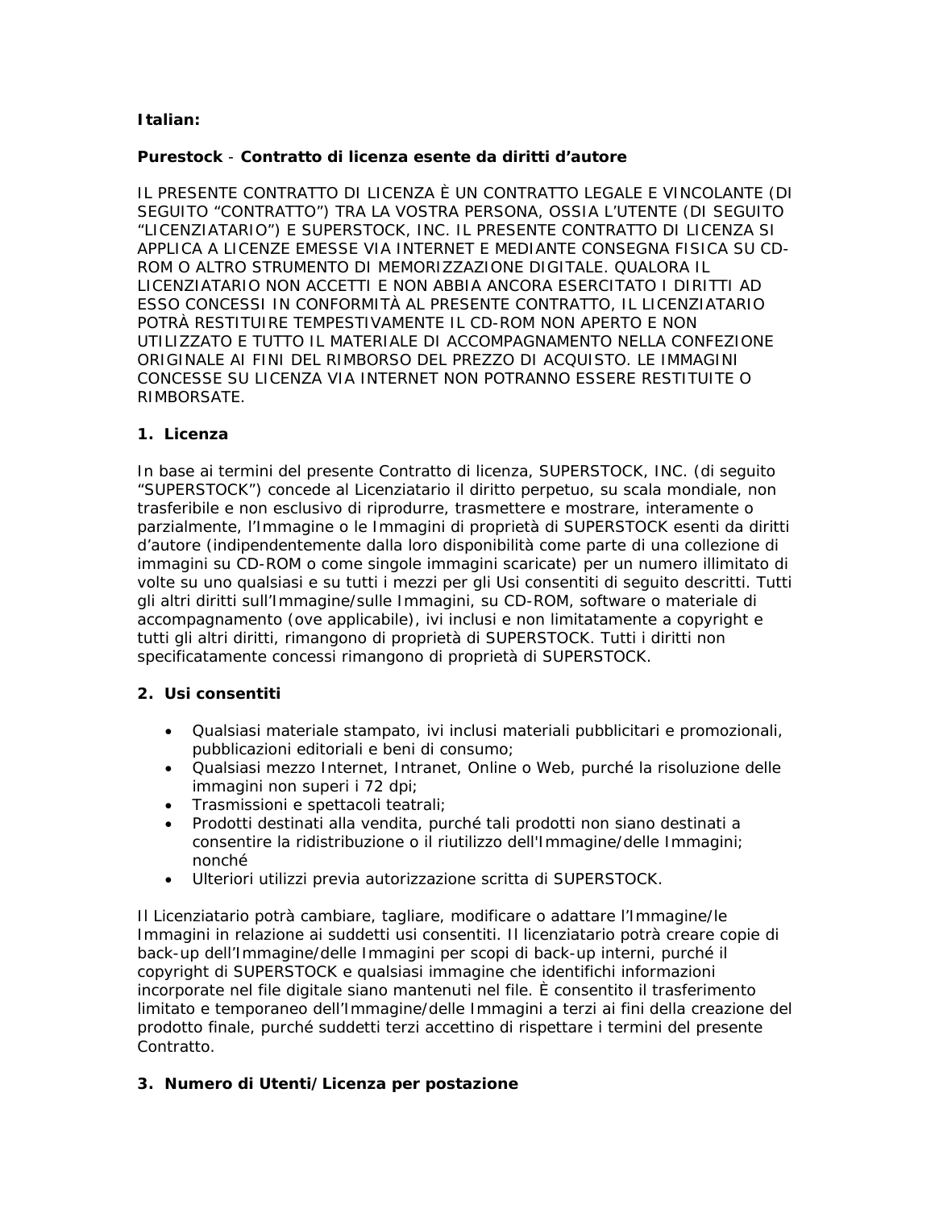**Italian:**

**Purestock** - **Contratto di licenza esente da diritti d'autore**

IL PRESENTE CONTRATTO DI LICENZA È UN CONTRATTO LEGALE E VINCOLANTE (DI SEGUITO "CONTRATTO") TRA LA VOSTRA PERSONA, OSSIA L'UTENTE (DI SEGUITO "LICENZIATARIO") E SUPERSTOCK, INC. IL PRESENTE CONTRATTO DI LICENZA SI APPLICA A LICENZE EMESSE VIA INTERNET E MEDIANTE CONSEGNA FISICA SU CD-ROM O ALTRO STRUMENTO DI MEMORIZZAZIONE DIGITALE. QUALORA IL LICENZIATARIO NON ACCETTI E NON ABBIA ANCORA ESERCITATO I DIRITTI AD ESSO CONCESSI IN CONFORMITÀ AL PRESENTE CONTRATTO, IL LICENZIATARIO POTRÀ RESTITUIRE TEMPESTIVAMENTE IL CD-ROM NON APERTO E NON UTILIZZATO E TUTTO IL MATERIALE DI ACCOMPAGNAMENTO NELLA CONFEZIONE ORIGINALE AI FINI DEL RIMBORSO DEL PREZZO DI ACQUISTO. LE IMMAGINI CONCESSE SU LICENZA VIA INTERNET NON POTRANNO ESSERE RESTITUITE O RIMBORSATE.

**1. Licenza**

In base ai termini del presente Contratto di licenza, SUPERSTOCK, INC. (di seguito "SUPERSTOCK") concede al Licenziatario il diritto perpetuo, su scala mondiale, non trasferibile e non esclusivo di riprodurre, trasmettere e mostrare, interamente o parzialmente, l'Immagine o le Immagini di proprietà di SUPERSTOCK esenti da diritti d'autore (indipendentemente dalla loro disponibilità come parte di una collezione di immagini su CD-ROM o come singole immagini scaricate) per un numero illimitato di volte su uno qualsiasi e su tutti i mezzi per gli Usi consentiti di seguito descritti. Tutti gli altri diritti sull'Immagine/sulle Immagini, su CD-ROM, software o materiale di accompagnamento (ove applicabile), ivi inclusi e non limitatamente a copyright e tutti gli altri diritti, rimangono di proprietà di SUPERSTOCK. Tutti i diritti non specificatamente concessi rimangono di proprietà di SUPERSTOCK.

**2. Usi consentiti**

- Qualsiasi materiale stampato, ivi inclusi materiali pubblicitari e promozionali, pubblicazioni editoriali e beni di consumo;
- Qualsiasi mezzo Internet, Intranet, Online o Web, purché la risoluzione delle immagini non superi i 72 dpi;
- Trasmissioni e spettacoli teatrali;
- Prodotti destinati alla vendita, purché tali prodotti non siano destinati a consentire la ridistribuzione o il riutilizzo dell'Immagine/delle Immagini; nonché
- Ulteriori utilizzi previa autorizzazione scritta di SUPERSTOCK.

Il Licenziatario potrà cambiare, tagliare, modificare o adattare l'Immagine/le Immagini in relazione ai suddetti usi consentiti. Il licenziatario potrà creare copie di back-up dell'Immagine/delle Immagini per scopi di back-up interni, purché il copyright di SUPERSTOCK e qualsiasi immagine che identifichi informazioni incorporate nel file digitale siano mantenuti nel file. È consentito il trasferimento limitato e temporaneo dell'Immagine/delle Immagini a terzi ai fini della creazione del prodotto finale, purché suddetti terzi accettino di rispettare i termini del presente Contratto.

**3. Numero di Utenti/Licenza per postazione**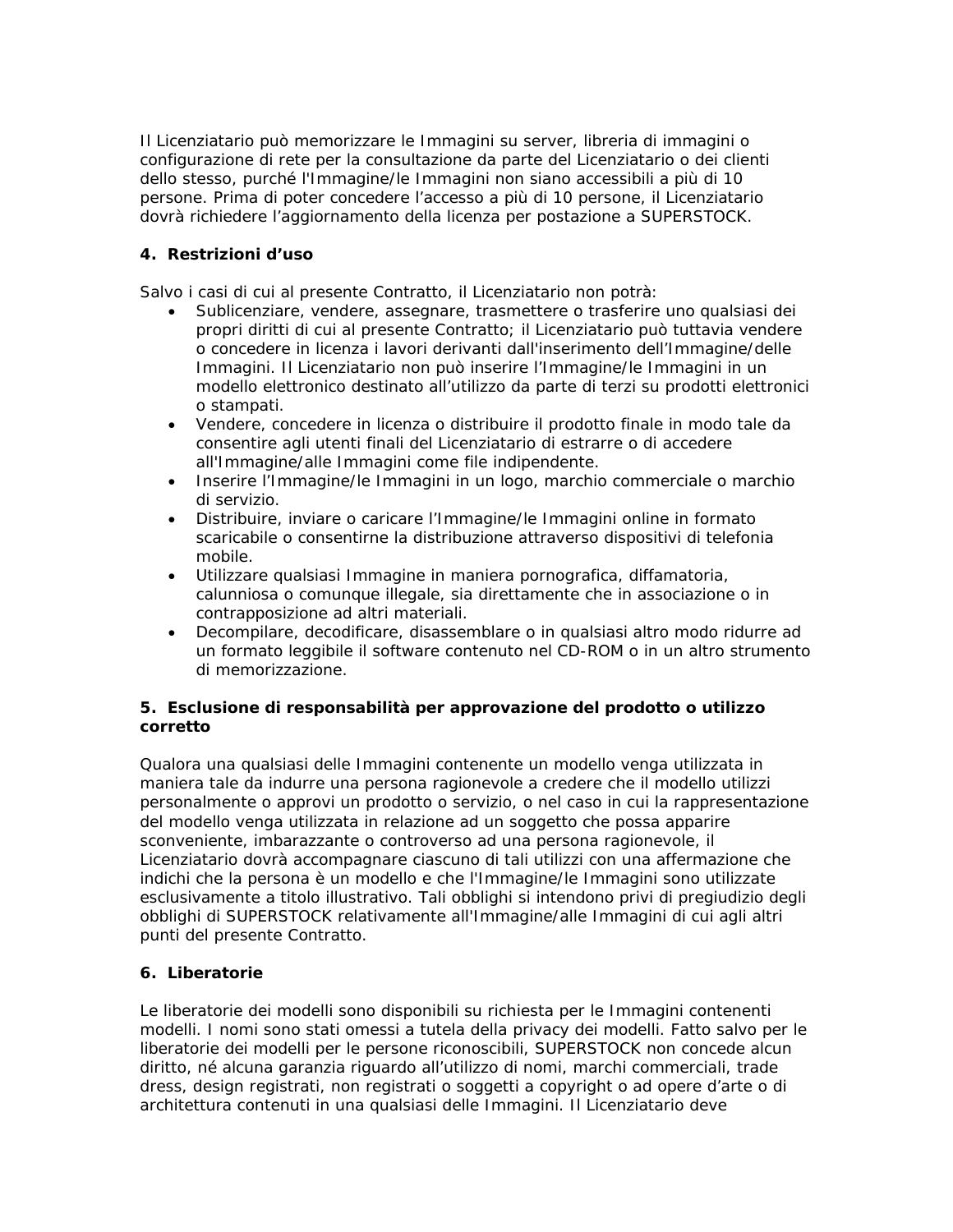Il Licenziatario può memorizzare le Immagini su server, libreria di immagini o configurazione di rete per la consultazione da parte del Licenziatario o dei clienti dello stesso, purché l'Immagine/le Immagini non siano accessibili a più di 10 persone. Prima di poter concedere l'accesso a più di 10 persone, il Licenziatario dovrà richiedere l'aggiornamento della licenza per postazione a SUPERSTOCK.

**4. Restrizioni d'uso**

Salvo i casi di cui al presente Contratto, il Licenziatario non potrà:

- Sublicenziare, vendere, assegnare, trasmettere o trasferire uno qualsiasi dei propri diritti di cui al presente Contratto; il Licenziatario può tuttavia vendere o concedere in licenza i lavori derivanti dall'inserimento dell'Immagine/delle Immagini. Il Licenziatario non può inserire l'Immagine/le Immagini in un modello elettronico destinato all'utilizzo da parte di terzi su prodotti elettronici o stampati.
- Vendere, concedere in licenza o distribuire il prodotto finale in modo tale da consentire agli utenti finali del Licenziatario di estrarre o di accedere all'Immagine/alle Immagini come file indipendente.
- Inserire l'Immagine/le Immagini in un logo, marchio commerciale o marchio di servizio.
- Distribuire, inviare o caricare l'Immagine/le Immagini online in formato scaricabile o consentirne la distribuzione attraverso dispositivi di telefonia mobile.
- Utilizzare qualsiasi Immagine in maniera pornografica, diffamatoria, calunniosa o comunque illegale, sia direttamente che in associazione o in contrapposizione ad altri materiali.
- Decompilare, decodificare, disassemblare o in qualsiasi altro modo ridurre ad un formato leggibile il software contenuto nel CD-ROM o in un altro strumento di memorizzazione.

**5. Esclusione di responsabilità per approvazione del prodotto o utilizzo corretto**

Qualora una qualsiasi delle Immagini contenente un modello venga utilizzata in maniera tale da indurre una persona ragionevole a credere che il modello utilizzi personalmente o approvi un prodotto o servizio, o nel caso in cui la rappresentazione del modello venga utilizzata in relazione ad un soggetto che possa apparire sconveniente, imbarazzante o controverso ad una persona ragionevole, il Licenziatario dovrà accompagnare ciascuno di tali utilizzi con una affermazione che indichi che la persona è un modello e che l'Immagine/le Immagini sono utilizzate esclusivamente a titolo illustrativo. Tali obblighi si intendono privi di pregiudizio degli obblighi di SUPERSTOCK relativamente all'Immagine/alle Immagini di cui agli altri punti del presente Contratto.

**6. Liberatorie**

Le liberatorie dei modelli sono disponibili su richiesta per le Immagini contenenti modelli. I nomi sono stati omessi a tutela della privacy dei modelli. Fatto salvo per le liberatorie dei modelli per le persone riconoscibili, SUPERSTOCK non concede alcun diritto, né alcuna garanzia riguardo all'utilizzo di nomi, marchi commerciali, trade dress, design registrati, non registrati o soggetti a copyright o ad opere d'arte o di architettura contenuti in una qualsiasi delle Immagini. Il Licenziatario deve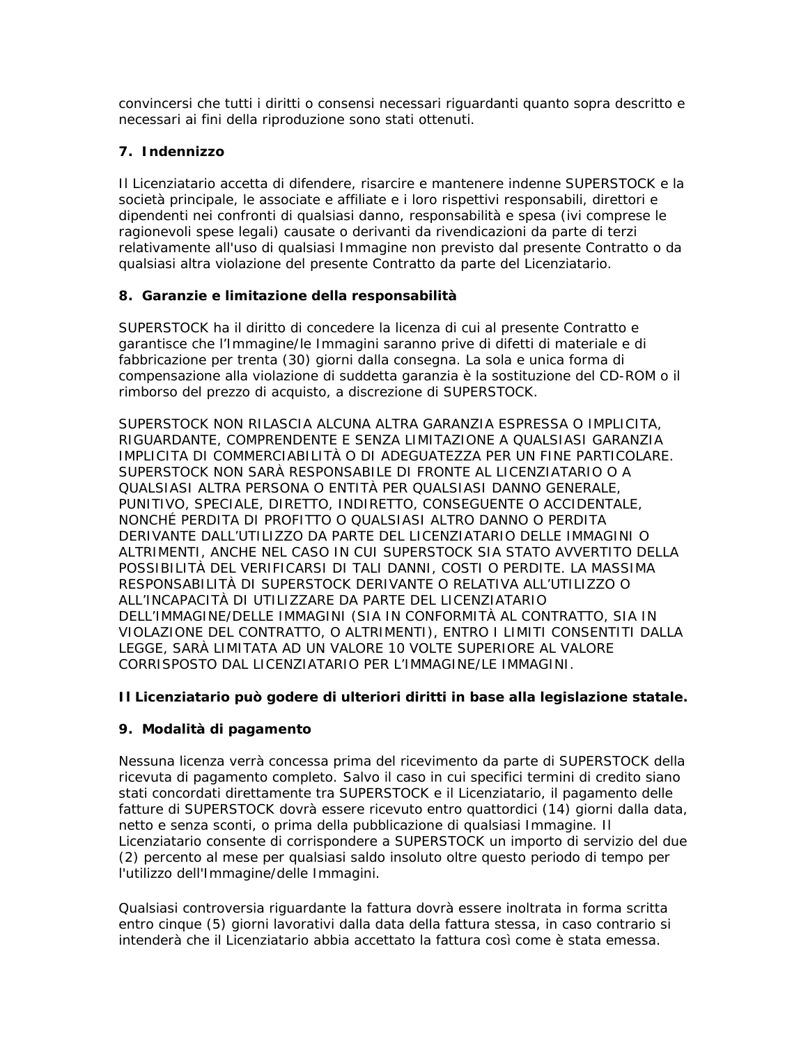convincersi che tutti i diritti o consensi necessari riguardanti quanto sopra descritto e necessari ai fini della riproduzione sono stati ottenuti.

**7. Indennizzo**

Il Licenziatario accetta di difendere, risarcire e mantenere indenne SUPERSTOCK e la società principale, le associate e affiliate e i loro rispettivi responsabili, direttori e dipendenti nei confronti di qualsiasi danno, responsabilità e spesa (ivi comprese le ragionevoli spese legali) causate o derivanti da rivendicazioni da parte di terzi relativamente all'uso di qualsiasi Immagine non previsto dal presente Contratto o da qualsiasi altra violazione del presente Contratto da parte del Licenziatario.

**8. Garanzie e limitazione della responsabilità**

SUPERSTOCK ha il diritto di concedere la licenza di cui al presente Contratto e garantisce che l'Immagine/le Immagini saranno prive di difetti di materiale e di fabbricazione per trenta (30) giorni dalla consegna. La sola e unica forma di compensazione alla violazione di suddetta garanzia è la sostituzione del CD-ROM o il rimborso del prezzo di acquisto, a discrezione di SUPERSTOCK.

SUPERSTOCK NON RILASCIA ALCUNA ALTRA GARANZIA ESPRESSA O IMPLICITA, RIGUARDANTE, COMPRENDENTE E SENZA LIMITAZIONE A QUALSIASI GARANZIA IMPLICITA DI COMMERCIABILITÀ O DI ADEGUATEZZA PER UN FINE PARTICOLARE. SUPERSTOCK NON SARÀ RESPONSABILE DI FRONTE AL LICENZIATARIO O A QUALSIASI ALTRA PERSONA O ENTITÀ PER QUALSIASI DANNO GENERALE, PUNITIVO, SPECIALE, DIRETTO, INDIRETTO, CONSEGUENTE O ACCIDENTALE, NONCHÉ PERDITA DI PROFITTO O QUALSIASI ALTRO DANNO O PERDITA DERIVANTE DALL'UTILIZZO DA PARTE DEL LICENZIATARIO DELLE IMMAGINI O ALTRIMENTI, ANCHE NEL CASO IN CUI SUPERSTOCK SIA STATO AVVERTITO DELLA POSSIBILITÀ DEL VERIFICARSI DI TALI DANNI, COSTI O PERDITE. LA MASSIMA RESPONSABILITÀ DI SUPERSTOCK DERIVANTE O RELATIVA ALL'UTILIZZO O ALL'INCAPACITÀ DI UTILIZZARE DA PARTE DEL LICENZIATARIO DELL'IMMAGINE/DELLE IMMAGINI (SIA IN CONFORMITÀ AL CONTRATTO, SIA IN VIOLAZIONE DEL CONTRATTO, O ALTRIMENTI), ENTRO I LIMITI CONSENTITI DALLA LEGGE, SARÀ LIMITATA AD UN VALORE 10 VOLTE SUPERIORE AL VALORE CORRISPOSTO DAL LICENZIATARIO PER L'IMMAGINE/LE IMMAGINI.

**Il Licenziatario può godere di ulteriori diritti in base alla legislazione statale.**

**9. Modalità di pagamento**

Nessuna licenza verrà concessa prima del ricevimento da parte di SUPERSTOCK della ricevuta di pagamento completo. Salvo il caso in cui specifici termini di credito siano stati concordati direttamente tra SUPERSTOCK e il Licenziatario, il pagamento delle fatture di SUPERSTOCK dovrà essere ricevuto entro quattordici (14) giorni dalla data, netto e senza sconti, o prima della pubblicazione di qualsiasi Immagine. Il Licenziatario consente di corrispondere a SUPERSTOCK un importo di servizio del due (2) percento al mese per qualsiasi saldo insoluto oltre questo periodo di tempo per l'utilizzo dell'Immagine/delle Immagini.

Qualsiasi controversia riguardante la fattura dovrà essere inoltrata in forma scritta entro cinque (5) giorni lavorativi dalla data della fattura stessa, in caso contrario si intenderà che il Licenziatario abbia accettato la fattura così come è stata emessa.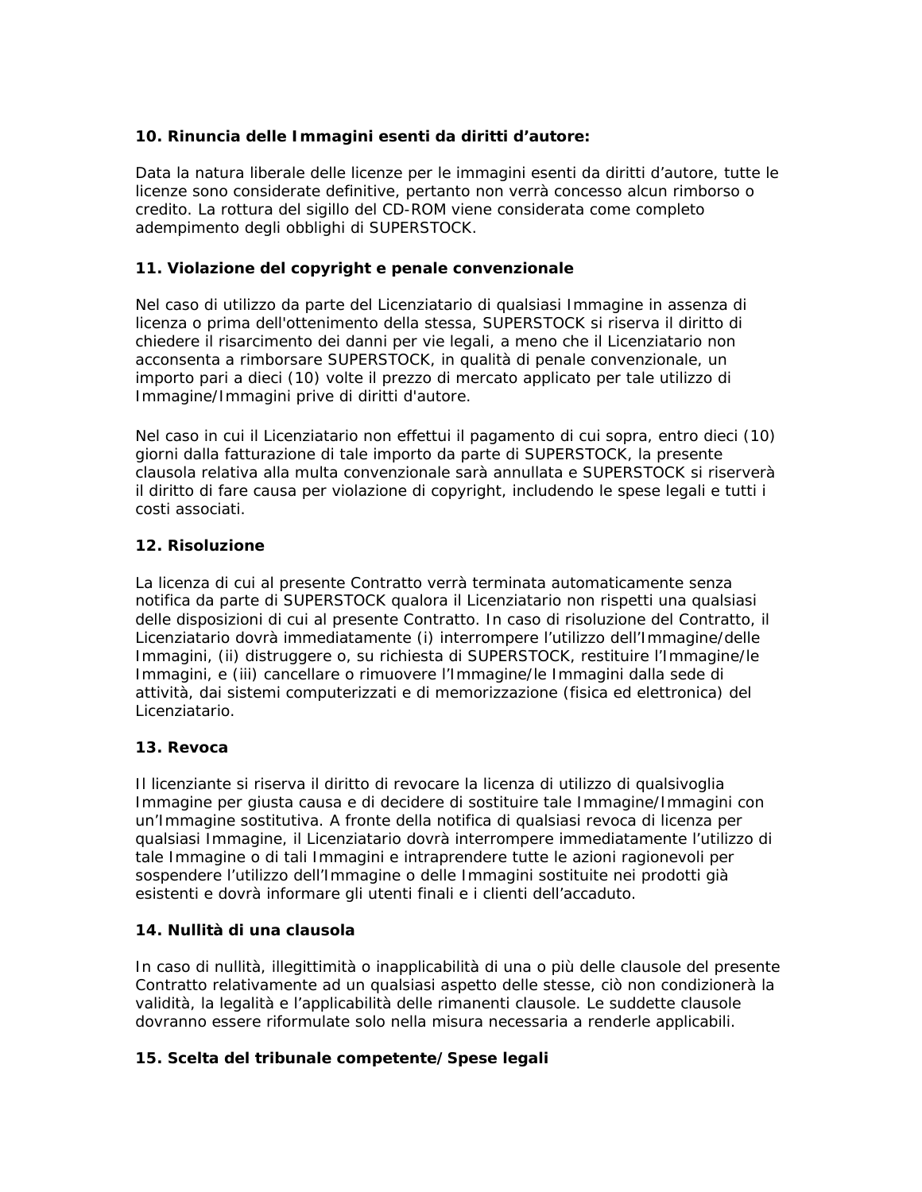**10. Rinuncia delle Immagini esenti da diritti d'autore:**

Data la natura liberale delle licenze per le immagini esenti da diritti d'autore, tutte le licenze sono considerate definitive, pertanto non verrà concesso alcun rimborso o credito. La rottura del sigillo del CD-ROM viene considerata come completo adempimento degli obblighi di SUPERSTOCK.

**11. Violazione del copyright e penale convenzionale**

Nel caso di utilizzo da parte del Licenziatario di qualsiasi Immagine in assenza di licenza o prima dell'ottenimento della stessa, SUPERSTOCK si riserva il diritto di chiedere il risarcimento dei danni per vie legali, a meno che il Licenziatario non acconsenta a rimborsare SUPERSTOCK, in qualità di penale convenzionale, un importo pari a dieci (10) volte il prezzo di mercato applicato per tale utilizzo di Immagine/Immagini prive di diritti d'autore.

Nel caso in cui il Licenziatario non effettui il pagamento di cui sopra, entro dieci (10) giorni dalla fatturazione di tale importo da parte di SUPERSTOCK, la presente clausola relativa alla multa convenzionale sarà annullata e SUPERSTOCK si riserverà il diritto di fare causa per violazione di copyright, includendo le spese legali e tutti i costi associati.

**12. Risoluzione**

La licenza di cui al presente Contratto verrà terminata automaticamente senza notifica da parte di SUPERSTOCK qualora il Licenziatario non rispetti una qualsiasi delle disposizioni di cui al presente Contratto. In caso di risoluzione del Contratto, il Licenziatario dovrà immediatamente (i) interrompere l'utilizzo dell'Immagine/delle Immagini, (ii) distruggere o, su richiesta di SUPERSTOCK, restituire l'Immagine/le Immagini, e (iii) cancellare o rimuovere l'Immagine/le Immagini dalla sede di attività, dai sistemi computerizzati e di memorizzazione (fisica ed elettronica) del Licenziatario.

**13. Revoca**

Il licenziante si riserva il diritto di revocare la licenza di utilizzo di qualsivoglia Immagine per giusta causa e di decidere di sostituire tale Immagine/Immagini con un'Immagine sostitutiva. A fronte della notifica di qualsiasi revoca di licenza per qualsiasi Immagine, il Licenziatario dovrà interrompere immediatamente l'utilizzo di tale Immagine o di tali Immagini e intraprendere tutte le azioni ragionevoli per sospendere l'utilizzo dell'Immagine o delle Immagini sostituite nei prodotti già esistenti e dovrà informare gli utenti finali e i clienti dell'accaduto.

**14. Nullità di una clausola**

In caso di nullità, illegittimità o inapplicabilità di una o più delle clausole del presente Contratto relativamente ad un qualsiasi aspetto delle stesse, ciò non condizionerà la validità, la legalità e l'applicabilità delle rimanenti clausole. Le suddette clausole dovranno essere riformulate solo nella misura necessaria a renderle applicabili.

**15. Scelta del tribunale competente/Spese legali**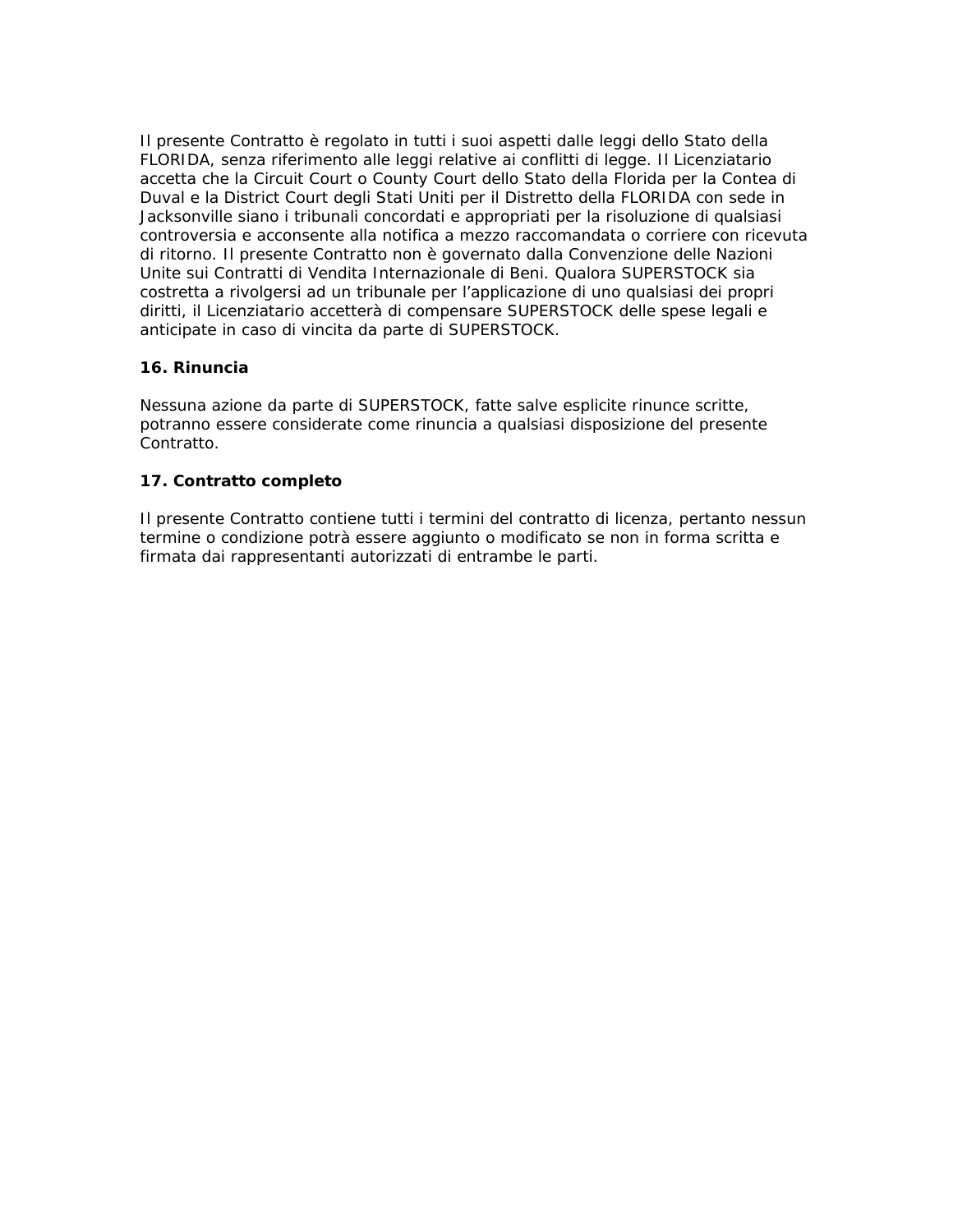Il presente Contratto è regolato in tutti i suoi aspetti dalle leggi dello Stato della FLORIDA, senza riferimento alle leggi relative ai conflitti di legge. Il Licenziatario accetta che la Circuit Court o County Court dello Stato della Florida per la Contea di Duval e la District Court degli Stati Uniti per il Distretto della FLORIDA con sede in Jacksonville siano i tribunali concordati e appropriati per la risoluzione di qualsiasi controversia e acconsente alla notifica a mezzo raccomandata o corriere con ricevuta di ritorno. Il presente Contratto non è governato dalla Convenzione delle Nazioni Unite sui Contratti di Vendita Internazionale di Beni. Qualora SUPERSTOCK sia costretta a rivolgersi ad un tribunale per l'applicazione di uno qualsiasi dei propri diritti, il Licenziatario accetterà di compensare SUPERSTOCK delle spese legali e anticipate in caso di vincita da parte di SUPERSTOCK.

**16. Rinuncia**

Nessuna azione da parte di SUPERSTOCK, fatte salve esplicite rinunce scritte, potranno essere considerate come rinuncia a qualsiasi disposizione del presente Contratto.

**17. Contratto completo**

Il presente Contratto contiene tutti i termini del contratto di licenza, pertanto nessun termine o condizione potrà essere aggiunto o modificato se non in forma scritta e firmata dai rappresentanti autorizzati di entrambe le parti.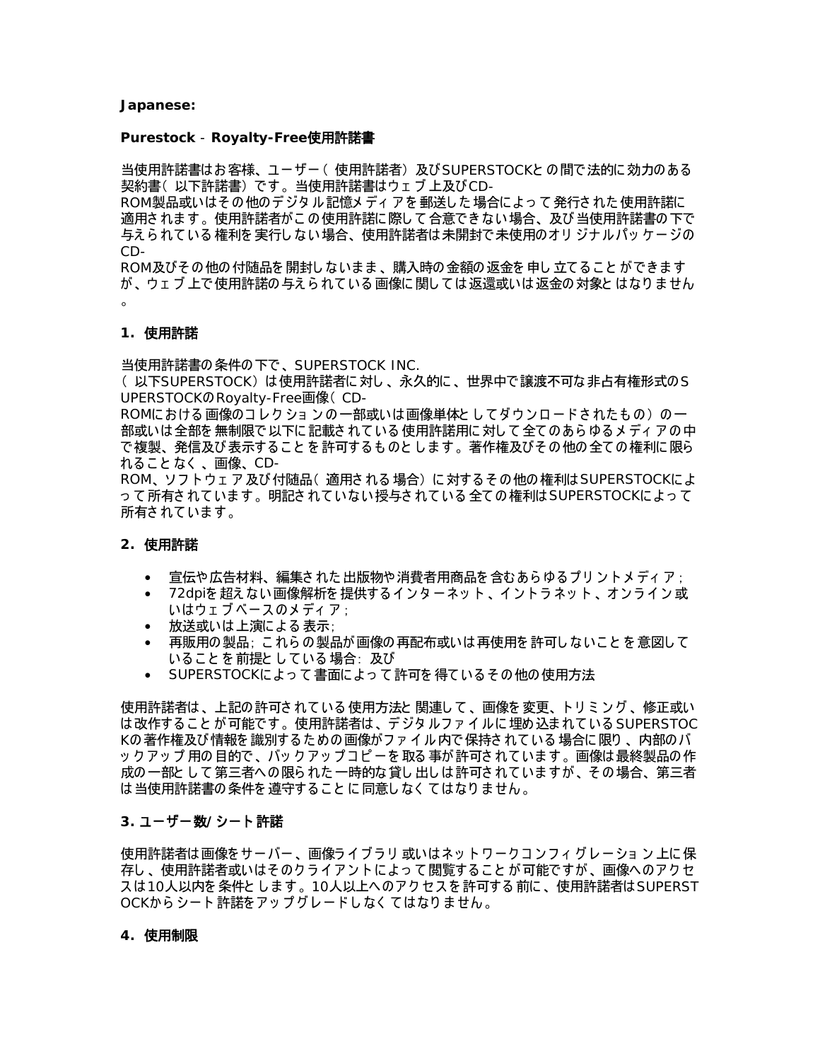**Japanese:**

**Purestock - Royalty-Free使用許諾書**

当使用許諾書はお客様、ユーザー（使用許諾者）及びSUPERSTOCKとの間で法的に効力のある契約書（以下許諾書）です。当使用許諾書はウェブ上及びCD-ROM製品或いはその他のデジタル記憶メディアを郵送した場合によって発行された使用許諾に適用されます。使用許諾者がこの使用許諾に際して合意できない場合、及び当使用許諾書の下で与えられている権利を実行しない場合、使用許諾者は未開封で未使用のオリジナルパッケージのCD-ROM及びその他の付随品を開封しないまま、購入時の金額の返金を申し立てることができますが、ウェブ上で使用許諾の与えられている画像に関しては返還或いは返金の対象とはなりません。

**1. 使用許諾**

当使用許諾書の条件の下で、SUPERSTOCK INC.（以下SUPERSTOCK）は使用許諾者に対し、永久的に、世界中で譲渡不可な非占有権形式のSUPERSTOCKのRoyalty-Free画像（CD-ROMにおける画像のコレクションの一部或いは画像単体としてダウンロードされたもの）の一部或いは全部を無制限で以下に記載されている使用許諾用に対して全てのあらゆるメディアの中で複製、発信及び表示することを許可するものとします。著作権及びその他の全ての権利に限られることなく、画像、CD-ROM、ソフトウェア及び付随品（適用される場合）に対するその他の権利はSUPERSTOCKによって所有されています。明記されていない授与されている全ての権利はSUPERSTOCKによって所有されています。

**2. 使用許諾**

- 宣伝や広告材料、編集された出版物や消費者用商品を含むあらゆるプリントメディア；
- 72dpiを超えない画像解析を提供するインターネット、イントラネット、オンライン或いはウェブベースのメディア；
- 放送或いは上演による表示；
- 再販用の製品；これらの製品が画像の再配布或いは再使用を許可しないことを意図していることを前提としている場合：及び
- SUPERSTOCKによって書面によって許可を得ているその他の使用方法

使用許諾者は、上記の許可されている使用方法と関連して、画像を変更、トリミング、修正或いは改作することが可能です。使用許諾者は、デジタルファイルに埋め込まれているSUPERSTOCKの著作権及び情報を識別するための画像がファイル内で保持されている場合に限り、内部のバックアップ用の目的で、バックアップコピーを取る事が許可されています。画像は最終製品の作成の一部として第三者への限られた一時的な貸し出しは許可されていますが、その場合、第三者は当使用許諾書の条件を遵守することに同意しなくてはなりません。

**3. ユーザー数/シート許諾**

使用許諾者は画像をサーバー、画像ライブラリ或いはネットワークコンフィグレーション上に保存し、使用許諾者或いはそのクライアントによって閲覧することが可能ですが、画像へのアクセスは10人以内を条件とします。10人以上へのアクセスを許可する前に、使用許諾者はSUPERSTOCKからシート許諾をアップグレードしなくてはなりません。

**4. 使用制限**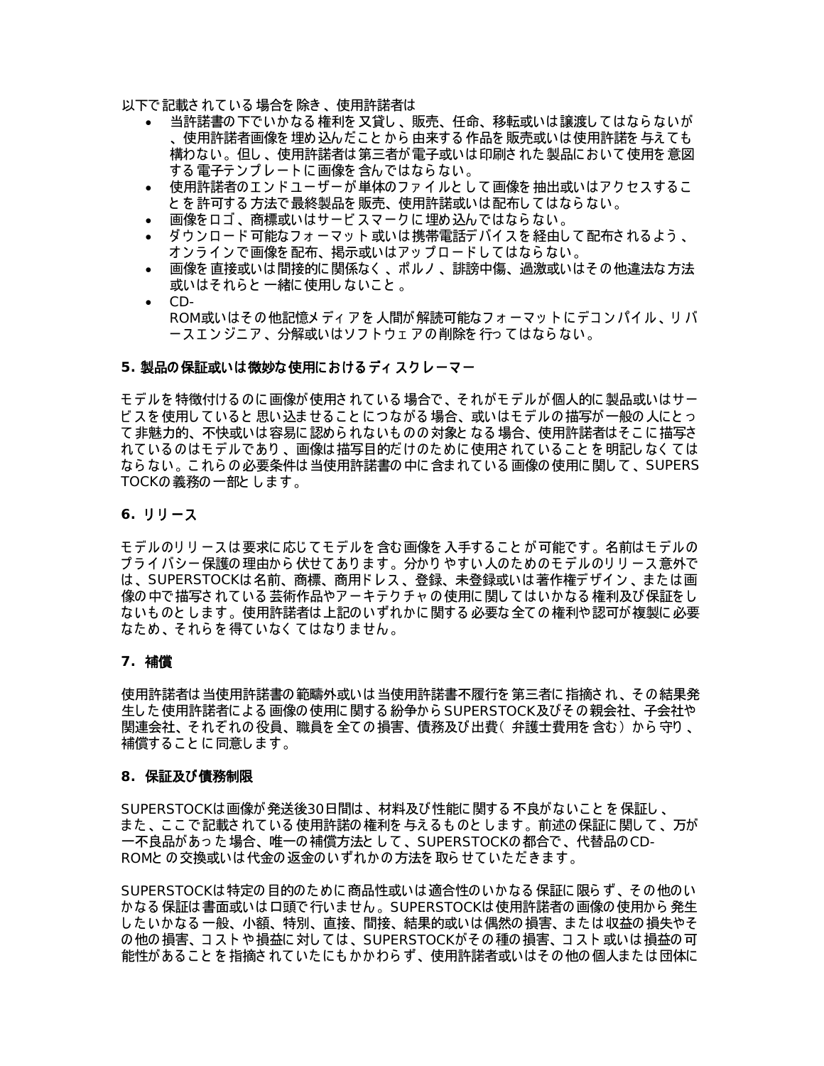以下で記載されている場合を除き、使用許諾者は

- 当許諾書の下でいかなる権利を又貸し、販売、任命、移転或いは譲渡してはならないが、使用許諾者画像を埋め込んだことから由来する作品を販売或いは使用許諾を与えても構わない。但し、使用許諾者は第三者が電子或いは印刷された製品において使用を意図する電子テンプレートに画像を含んではならない。
- 使用許諾者のエンドユーザーが単体のファイルとして画像を抽出或いはアクセスすることを許可する方法で最終製品を販売、使用許諾或いは配布してはならない。
- 画像をロゴ、商標或いはサービスマークに埋め込んではならない。
- ダウンロード可能なフォーマット或いは携帯電話デバイスを経由して配布されるよう、オンラインで画像を配布、掲示或いはアップロードしてはならない。
- 画像を直接或いは間接的に関係なく、ポルノ、誹謗中傷、過激或いはその他違法な方法或いはそれらと一緒に使用しないこと。
- CD-ROM或いはその他記憶メディアを人間が解読可能なフォーマットにデコンパイル、リバースエンジニア、分解或いはソフトウェアの削除を行ってはならない。

**5. 製品の保証或いは微妙な使用におけるディスクレーマー**

モデルを特徴付けるのに画像が使用されている場合で、それがモデルが個人的に製品或いはサービスを使用していると思い込ませることにつながる場合、或いはモデルの描写が一般の人にとって非魅力的、不快或いは容易に認められないものの対象となる場合、使用許諾者はそこに描写されているのはモデルであり、画像は描写目的だけのために使用されていることを明記しなくてはならない。これらの必要条件は当使用許諾書の中に含まれている画像の使用に関して、SUPERSTOCKの義務の一部とします。

**6. リリース**

モデルのリリースは要求に応じてモデルを含む画像を入手することが可能です。名前はモデルのプライバシー保護の理由から伏せてあります。分かりやすい人のためのモデルのリリース意外では、SUPERSTOCKは名前、商標、商用ドレス、登録、未登録或いは著作権デザイン、または画像の中で描写されている芸術作品やアーキテクチャの使用に関してはいかなる権利及び保証をしないものとします。使用許諾者は上記のいずれかに関する必要な全ての権利や認可が複製に必要なため、それらを得ていなくてはなりません。

**7. 補償**

使用許諾者は当使用許諾書の範疇外或いは当使用許諾書不履行を第三者に指摘され、その結果発生した使用許諾者による画像の使用に関する紛争からSUPERSTOCK及びその親会社、子会社や関連会社、それぞれの役員、職員を全ての損害、債務及び出費（弁護士費用を含む）から守り、補償することに同意します。

**8. 保証及び債務制限**

SUPERSTOCKは画像が発送後30日間は、材料及び性能に関する不良がないことを保証し、また、ここで記載されている使用許諾の権利を与えるものとします。前述の保証に関して、万が一不良品があった場合、唯一の補償方法として、SUPERSTOCKの都合で、代替品のCD-ROMとの交換或いは代金の返金のいずれかの方法を取らせていただきます。

SUPERSTOCKは特定の目的のために商品性或いは適合性のいかなる保証に限らず、その他のいかなる保証は書面或いは口頭で行いません。SUPERSTOCKは使用許諾者の画像の使用から発生したいかなる一般、小額、特別、直接、間接、結果的或いは偶然の損害、または収益の損失やその他の損害、コストや損益に対しては、SUPERSTOCKがその種の損害、コスト或いは損益の可能性があることを指摘されていたにもかかわらず、使用許諾者或いはその他の個人または団体に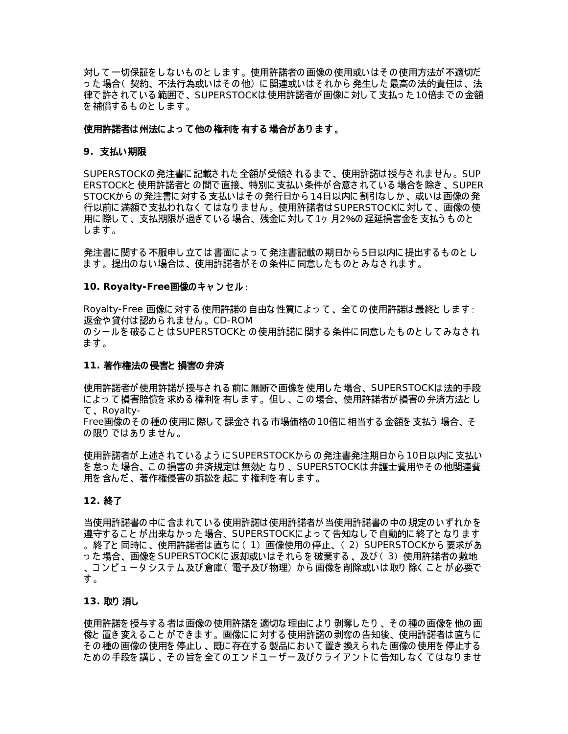対して一切保証をしないものとします。使用許諾者の画像の使用或いはその使用方法が不適切だった場合（契約、不法行為或いはその他）に関連或いはそれから発生した最高の法的責任は、法律で許されている範囲で、SUPERSTOCKは使用許諾者が画像に対して支払った10倍までの金額を補償するものとします。

**使用許諾者は州法によって他の権利を有する場合があります。**

**9. 支払い期限**

SUPERSTOCKの発注書に記載された全額が受領されるまで、使用許諾は授与されません。SUPERSTOCKと使用許諾者との間で直接、特別に支払い条件が合意されている場合を除き、SUPERSTOCKからの発注書に対する支払いはその発行日から14日以内に割引なしか、或いは画像の発行以前に満額で支払われなくてはなりません。使用許諾者はSUPERSTOCKに対して、画像の使用に際して、支払期限が過ぎている場合、残金に対して1ヶ月2%の遅延損害金を支払うものとします。

発注書に関する不服申し立ては書面によって発注書記載の期日から5日以内に提出するものとします。提出のない場合は、使用許諾者がその条件に同意したものとみなされます。

**10. Royalty-Free画像のキャンセル:**

Royalty-Free 画像に対する使用許諾の自由な性質によって、全ての使用許諾は最終とします：返金や貸付は認められません。CD-ROM
のシールを破ることはSUPERSTOCKとの使用許諾に関する条件に同意したものとしてみなされます。

**11. 著作権法の侵害と損害の弁済**

使用許諾者が使用許諾が授与される前に無断で画像を使用した場合、SUPERSTOCKは法的手段によって損害賠償を求める権利を有します。但し、この場合、使用許諾者が損害の弁済方法として、Royalty-
Free画像のその種の使用に際して課金される市場価格の10倍に相当する金額を支払う場合、その限りではありません。

使用許諾者が上述されているようにSUPERSTOCKからの発注書発注期日から10日以内に支払いを怠った場合、この損害の弁済規定は無効となり、SUPERSTOCKは弁護士費用やその他関連費用を含んだ、著作権侵害の訴訟を起こす権利を有します。

**12. 終了**

当使用許諾書の中に含まれている使用許諾は使用許諾者が当使用許諾書の中の規定のいずれかを遵守することが出来なかった場合、SUPERSTOCKによって告知なしで自動的に終了となります。終了と同時に、使用許諾者は直ちに（1）画像使用の停止、（2）SUPERSTOCKから要求があった場合、画像をSUPERSTOCKに返却或いはそれらを破棄する、及び（3）使用許諾者の敷地、コンピュータシステム及び倉庫（電子及び物理）から画像を削除或いは取り除くことが必要です。

**13. 取り消し**

使用許諾を授与する者は画像の使用許諾を適切な理由により剥奪したり、その種の画像を他の画像と置き変えることができます。画像にに対する使用許諾の剥奪の告知後、使用許諾者は直ちにその種の画像の使用を停止し、既に存在する製品において置き換えられた画像の使用を停止するための手段を講じ、その旨を全てのエンドユーザー及びクライアントに告知しなくてはなりませ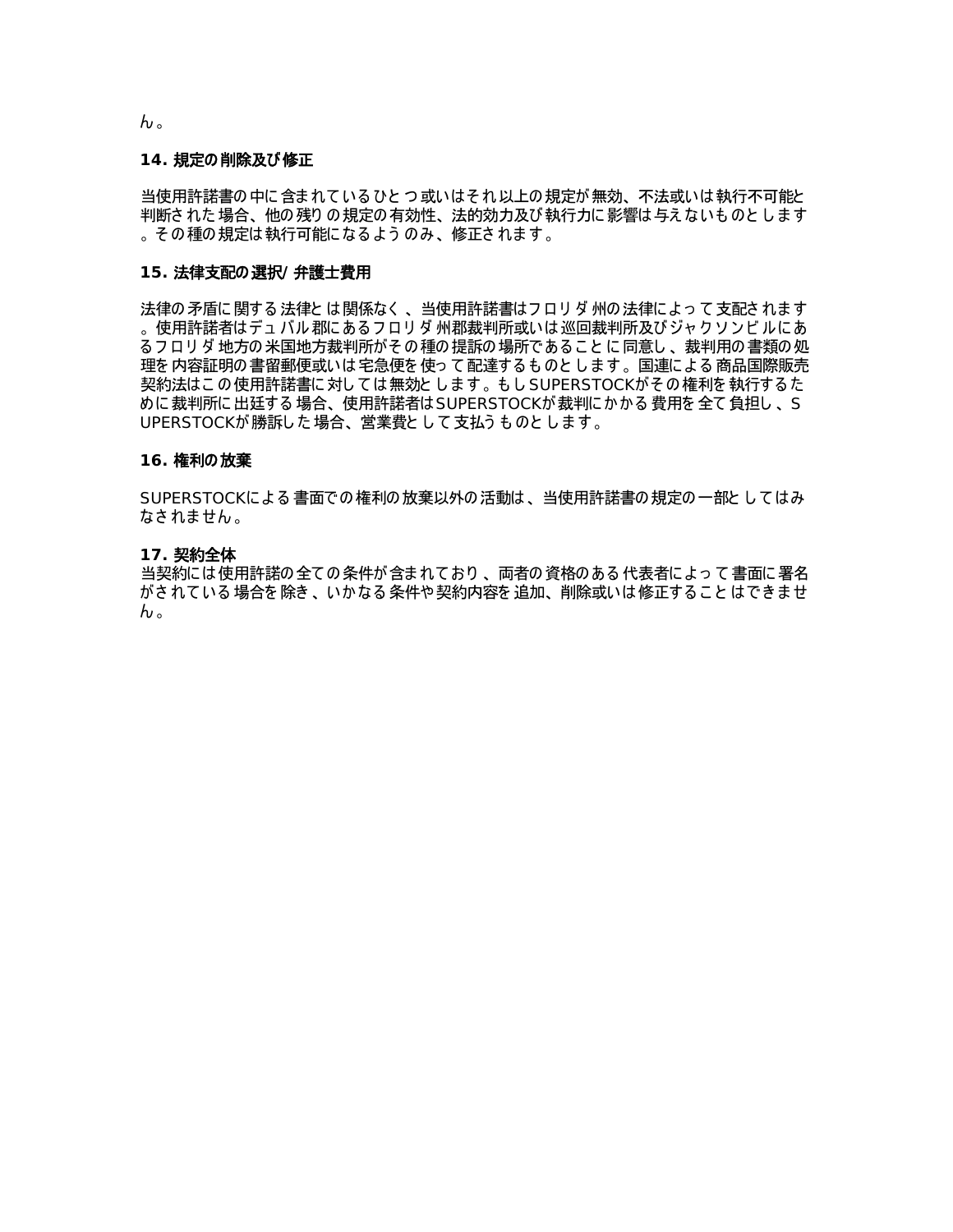ん。

**14. 規定の削除及び修正**

当使用許諾書の中に含まれているひとつ或いはそれ以上の規定が無効、不法或いは執行不可能と判断された場合、他の残りの規定の有効性、法的効力及び執行力に影響は与えないものとします。その種の規定は執行可能になるようのみ、修正されます。

**15. 法律支配の選択/ 弁護士費用**

法律の矛盾に関する法律とは関係なく、当使用許諾書はフロリダ州の法律によって支配されます。使用許諾者はデュバル郡にあるフロリダ州郡裁判所或いは巡回裁判所及びジャクソンビルにあるフロリダ地方の米国地方裁判所がその種の提訴の場所であることに同意し、裁判用の書類の処理を内容証明の書留郵便或いは宅急便を使って配達するものとします。国連による商品国際販売契約法はこの使用許諾書に対しては無効とします。もしSUPERSTOCKがその権利を執行するために裁判所に出廷する場合、使用許諾者はSUPERSTOCKが裁判にかかる費用を全て負担し、SUPERSTOCKが勝訴した場合、営業費として支払うものとします。

**16. 権利の放棄**

SUPERSTOCKによる書面での権利の放棄以外の活動は、当使用許諾書の規定の一部としてはみなされません。

**17. 契約全体**

当契約には使用許諾の全ての条件が含まれており、両者の資格のある代表者によって書面に署名がされている場合を除き、いかなる条件や契約内容を追加、削除或いは修正することはできません。